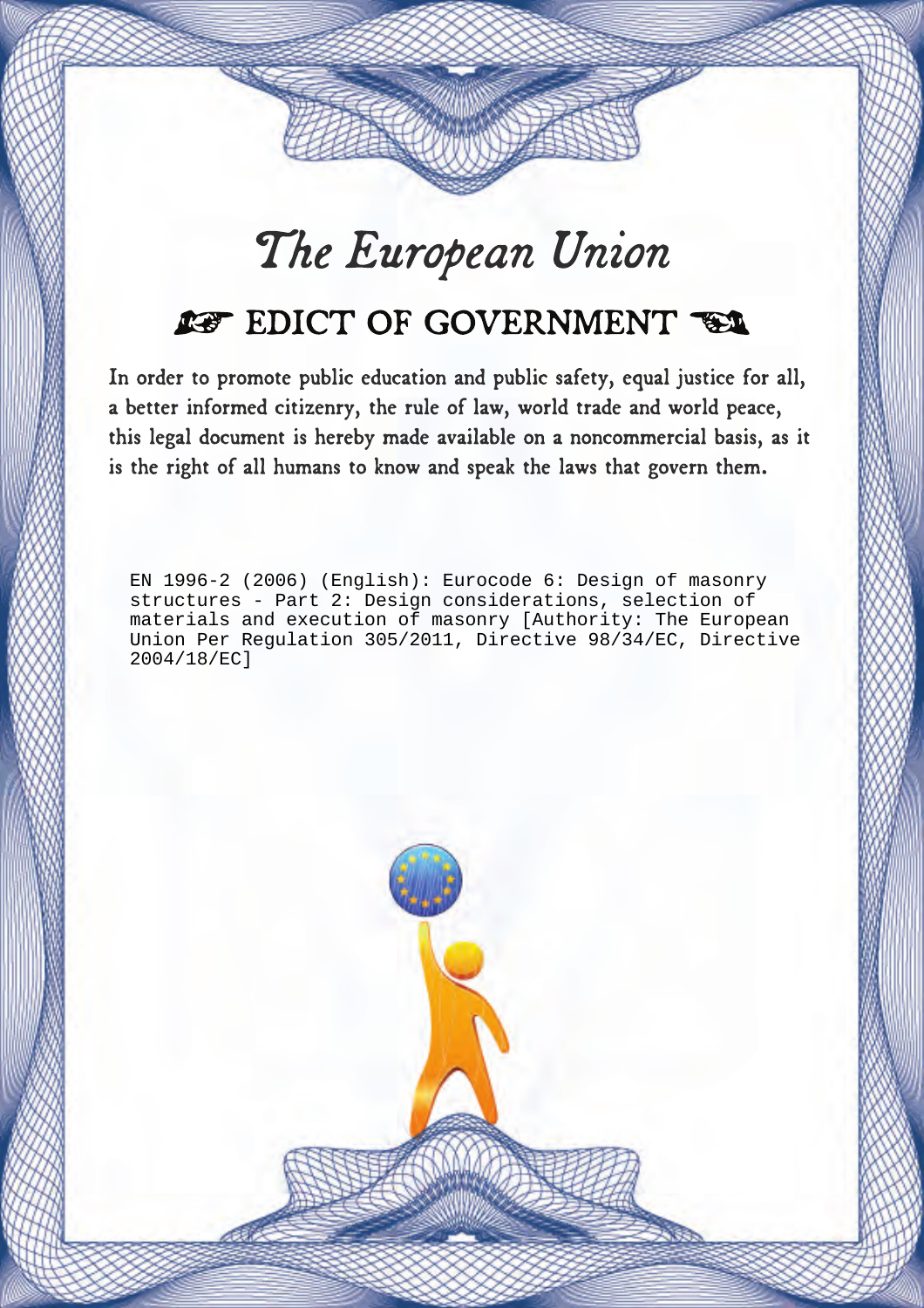# *The European Union*

## ☞ EDICT OF GOVERNMENT ☜

In order to promote public education and public safety, equal justice for all, a better informed citizenry, the rule of law, world trade and world peace, this legal document is hereby made available on a noncommercial basis, as it is the right of all humans to know and speak the laws that govern them.

EN 1996-2 (2006) (English): Eurocode 6: Design of masonry structures - Part 2: Design considerations, selection of materials and execution of masonry [Authority: The European Union Per Regulation 305/2011, Directive 98/34/EC, Directive 2004/18/EC]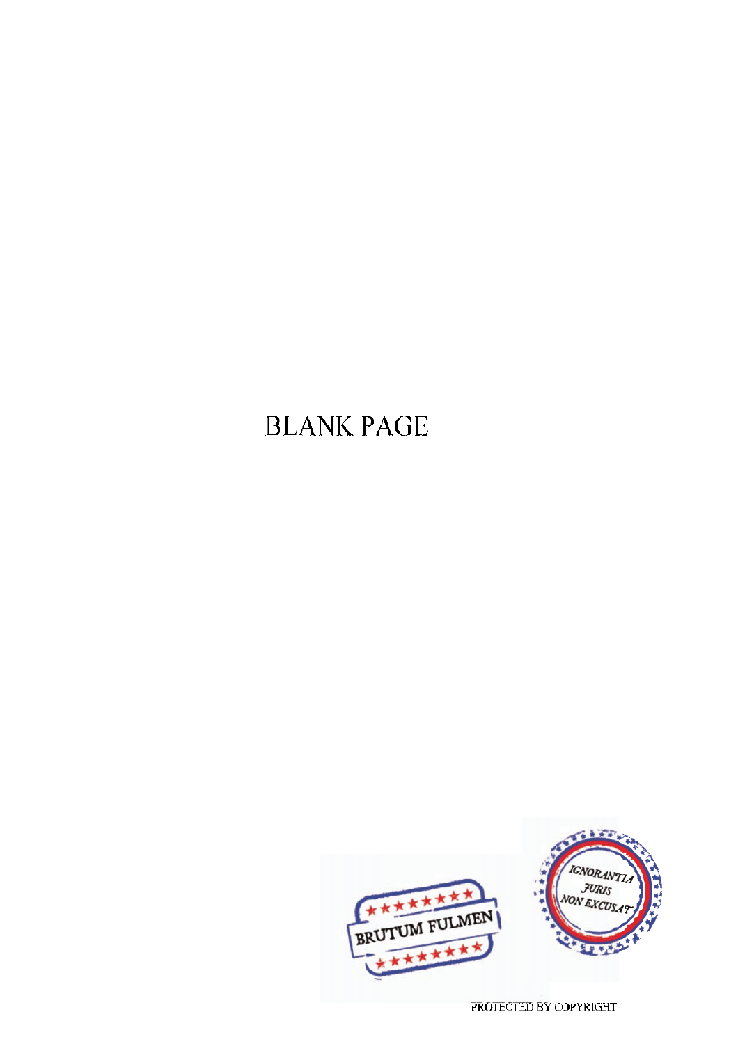BLANK PAGE

BRUTUM FULMEN

IGNORANTIA JURIS NON EXCUSAT

PROTECTED BY COPYRIGHT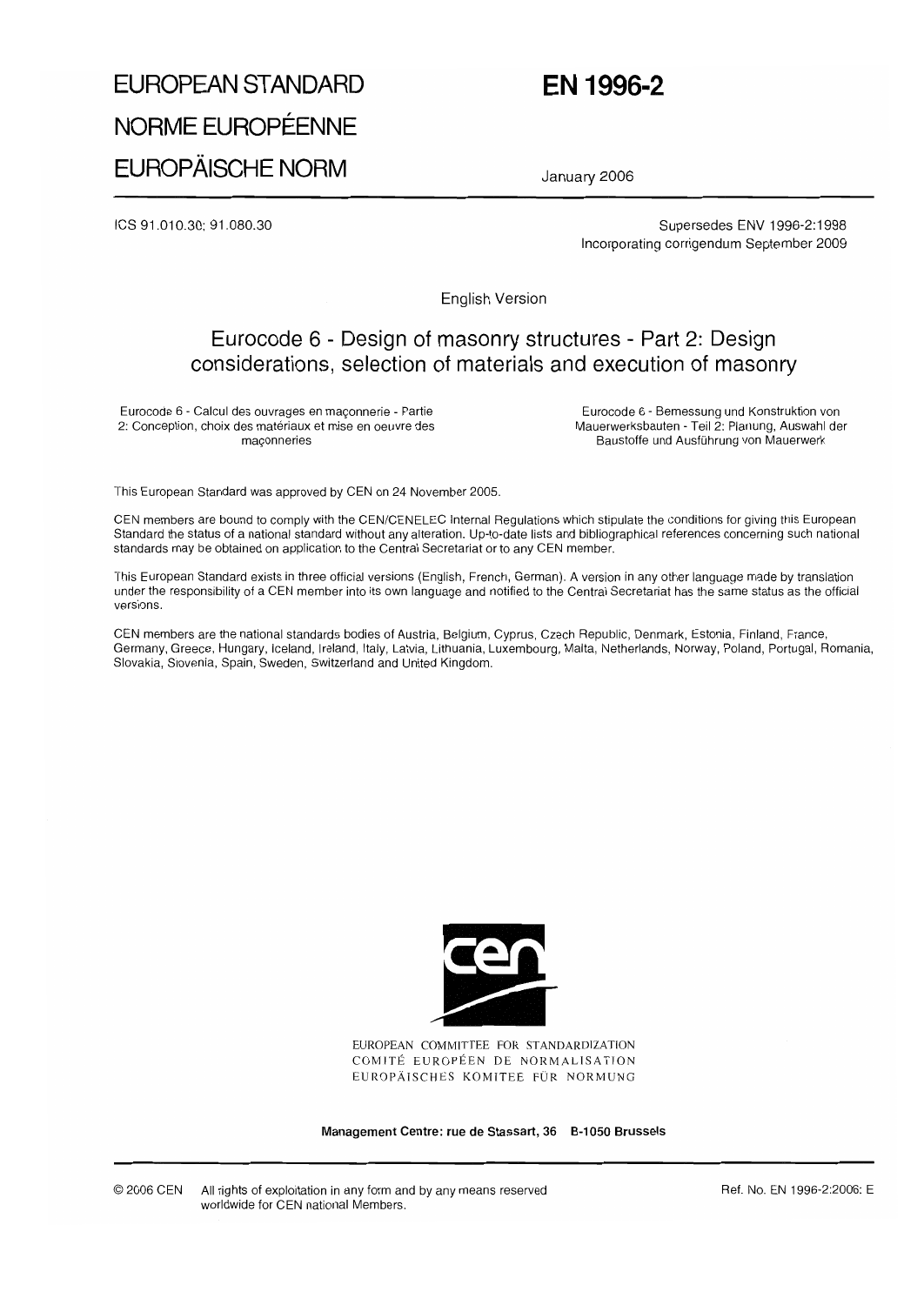# EUROPEAN STANDARD
# NORME EUROPÉENNE
# EUROPÄISCHE NORM

# EN 1996-2

January 2006

ICS 91.010.30; 91.080.30

Supersedes ENV 1996-2:1998
Incorporating corrigendum September 2009

English Version

## Eurocode 6 - Design of masonry structures - Part 2: Design considerations, selection of materials and execution of masonry

Eurocode 6 - Calcul des ouvrages en maçonnerie - Partie 2: Conception, choix des matériaux et mise en oeuvre des maçonneries

Eurocode 6 - Bemessung und Konstruktion von Mauerwerksbauten - Teil 2: Planung, Auswahl der Baustoffe und Ausführung von Mauerwerk

This European Standard was approved by CEN on 24 November 2005.

CEN members are bound to comply with the CEN/CENELEC Internal Regulations which stipulate the conditions for giving this European Standard the status of a national standard without any alteration. Up-to-date lists and bibliographical references concerning such national standards may be obtained on application to the Central Secretariat or to any CEN member.

This European Standard exists in three official versions (English, French, German). A version in any other language made by translation under the responsibility of a CEN member into its own language and notified to the Central Secretariat has the same status as the official versions.

CEN members are the national standards bodies of Austria, Belgium, Cyprus, Czech Republic, Denmark, Estonia, Finland, France, Germany, Greece, Hungary, Iceland, Ireland, Italy, Latvia, Lithuania, Luxembourg, Malta, Netherlands, Norway, Poland, Portugal, Romania, Slovakia, Slovenia, Spain, Sweden, Switzerland and United Kingdom.

EUROPEAN COMMITTEE FOR STANDARDIZATION
COMITÉ EUROPÉEN DE NORMALISATION
EUROPÄISCHES KOMITEE FÜR NORMUNG

**Management Centre: rue de Stassart, 36 B-1050 Brussels**

© 2006 CEN All rights of exploitation in any form and by any means reserved worldwide for CEN national Members.

Ref. No. EN 1996-2:2006: E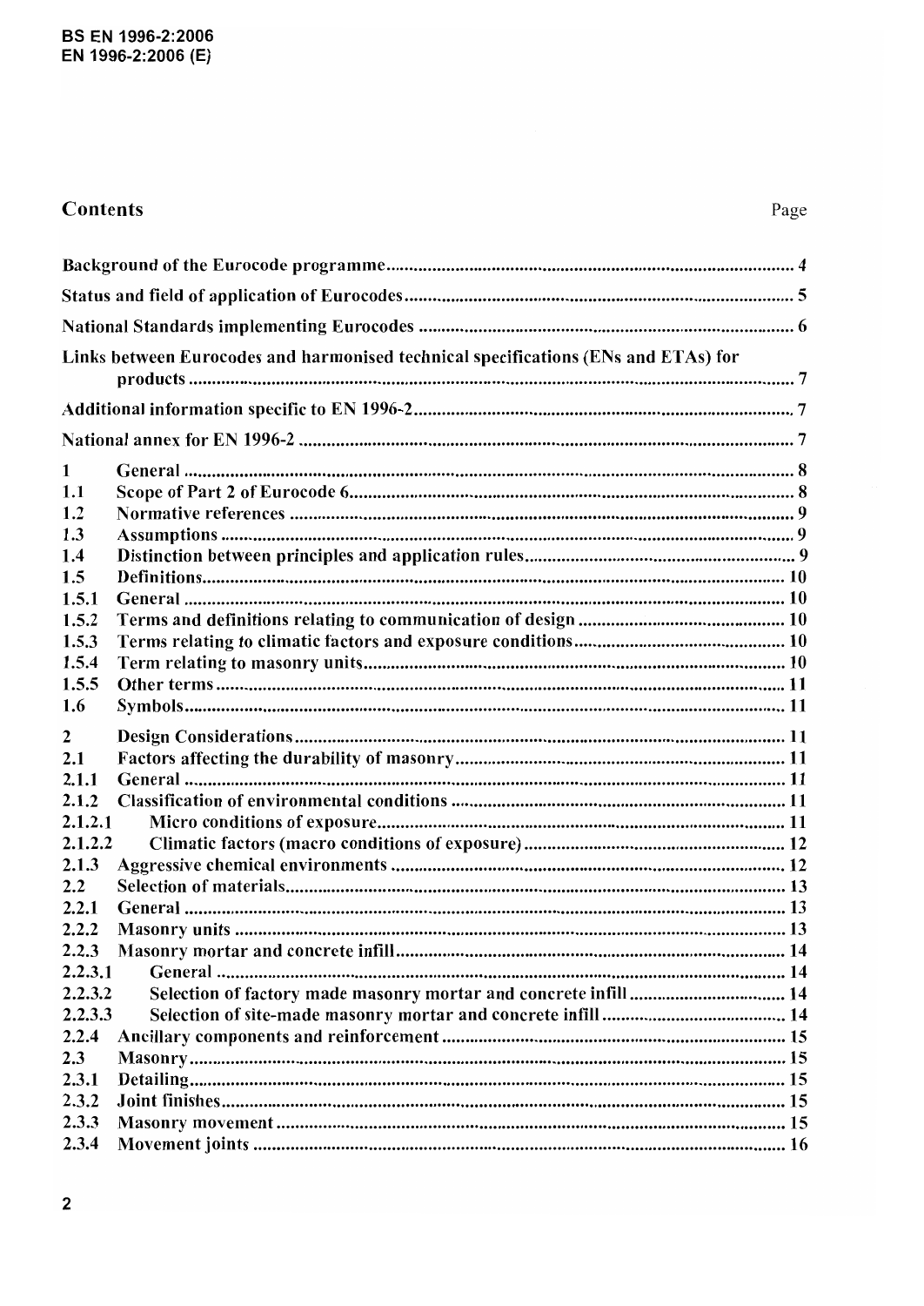## Contents

| | | Page |
|---|---|---|
| Background of the Eurocode programme | | 4 |
| Status and field of application of Eurocodes | | 5 |
| National Standards implementing Eurocodes | | 6 |
| Links between Eurocodes and harmonised technical specifications (ENs and ETAs) for products | | 7 |
| Additional information specific to EN 1996-2 | | 7 |
| National annex for EN 1996-2 | | 7 |
| 1 | General | 8 |
| 1.1 | Scope of Part 2 of Eurocode 6 | 8 |
| 1.2 | Normative references | 9 |
| 1.3 | Assumptions | 9 |
| 1.4 | Distinction between principles and application rules | 9 |
| 1.5 | Definitions | 10 |
| 1.5.1 | General | 10 |
| 1.5.2 | Terms and definitions relating to communication of design | 10 |
| 1.5.3 | Terms relating to climatic factors and exposure conditions | 10 |
| 1.5.4 | Term relating to masonry units | 10 |
| 1.5.5 | Other terms | 11 |
| 1.6 | Symbols | 11 |
| 2 | Design Considerations | 11 |
| 2.1 | Factors affecting the durability of masonry | 11 |
| 2.1.1 | General | 11 |
| 2.1.2 | Classification of environmental conditions | 11 |
| 2.1.2.1 | Micro conditions of exposure | 11 |
| 2.1.2.2 | Climatic factors (macro conditions of exposure) | 12 |
| 2.1.3 | Aggressive chemical environments | 12 |
| 2.2 | Selection of materials | 13 |
| 2.2.1 | General | 13 |
| 2.2.2 | Masonry units | 13 |
| 2.2.3 | Masonry mortar and concrete infill | 14 |
| 2.2.3.1 | General | 14 |
| 2.2.3.2 | Selection of factory made masonry mortar and concrete infill | 14 |
| 2.2.3.3 | Selection of site-made masonry mortar and concrete infill | 14 |
| 2.2.4 | Ancillary components and reinforcement | 15 |
| 2.3 | Masonry | 15 |
| 2.3.1 | Detailing | 15 |
| 2.3.2 | Joint finishes | 15 |
| 2.3.3 | Masonry movement | 15 |
| 2.3.4 | Movement joints | 16 |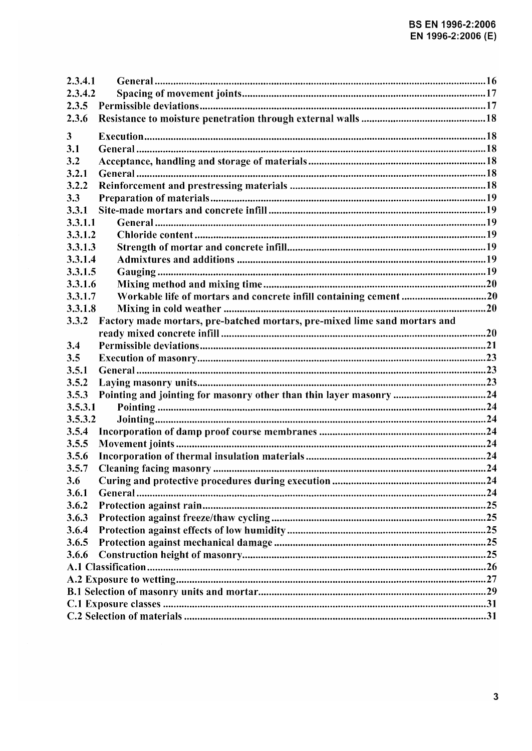| | | |
|---|---|---|
| 2.3.4.1 | General | 16 |
| 2.3.4.2 | Spacing of movement joints | 17 |
| 2.3.5 | Permissible deviations | 17 |
| 2.3.6 | Resistance to moisture penetration through external walls | 18 |
| 3 | Execution | 18 |
| 3.1 | General | 18 |
| 3.2 | Acceptance, handling and storage of materials | 18 |
| 3.2.1 | General | 18 |
| 3.2.2 | Reinforcement and prestressing materials | 18 |
| 3.3 | Preparation of materials | 19 |
| 3.3.1 | Site-made mortars and concrete infill | 19 |
| 3.3.1.1 | General | 19 |
| 3.3.1.2 | Chloride content | 19 |
| 3.3.1.3 | Strength of mortar and concrete infill | 19 |
| 3.3.1.4 | Admixtures and additions | 19 |
| 3.3.1.5 | Gauging | 19 |
| 3.3.1.6 | Mixing method and mixing time | 20 |
| 3.3.1.7 | Workable life of mortars and concrete infill containing cement | 20 |
| 3.3.1.8 | Mixing in cold weather | 20 |
| 3.3.2 | Factory made mortars, pre-batched mortars, pre-mixed lime sand mortars and ready mixed concrete infill | 20 |
| 3.4 | Permissible deviations | 21 |
| 3.5 | Execution of masonry | 23 |
| 3.5.1 | General | 23 |
| 3.5.2 | Laying masonry units | 23 |
| 3.5.3 | Pointing and jointing for masonry other than thin layer masonry | 24 |
| 3.5.3.1 | Pointing | 24 |
| 3.5.3.2 | Jointing | 24 |
| 3.5.4 | Incorporation of damp proof course membranes | 24 |
| 3.5.5 | Movement joints | 24 |
| 3.5.6 | Incorporation of thermal insulation materials | 24 |
| 3.5.7 | Cleaning facing masonry | 24 |
| 3.6 | Curing and protective procedures during execution | 24 |
| 3.6.1 | General | 24 |
| 3.6.2 | Protection against rain | 25 |
| 3.6.3 | Protection against freeze/thaw cycling | 25 |
| 3.6.4 | Protection against effects of low humidity | 25 |
| 3.6.5 | Protection against mechanical damage | 25 |
| 3.6.6 | Construction height of masonry | 25 |
| A.1 | Classification | 26 |
| A.2 | Exposure to wetting | 27 |
| B.1 | Selection of masonry units and mortar | 29 |
| C.1 | Exposure classes | 31 |
| C.2 | Selection of materials | 31 |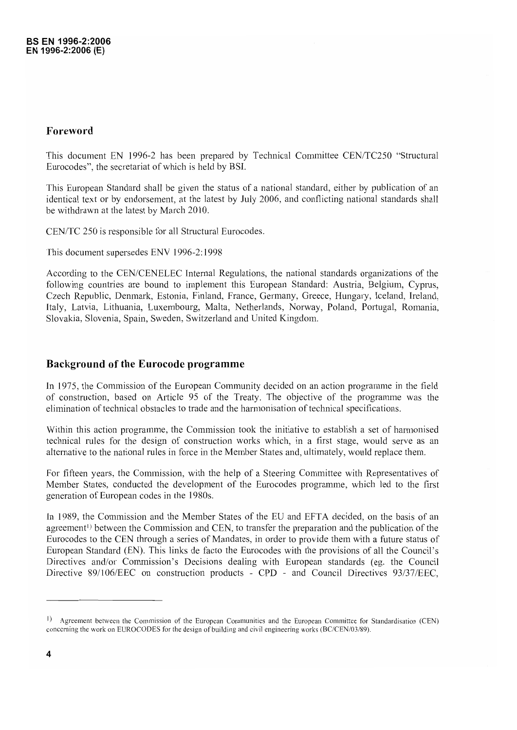## Foreword

This document EN 1996-2 has been prepared by Technical Committee CEN/TC250 "Structural Eurocodes", the secretariat of which is held by BSI.

This European Standard shall be given the status of a national standard, either by publication of an identical text or by endorsement, at the latest by July 2006, and conflicting national standards shall be withdrawn at the latest by March 2010.

CEN/TC 250 is responsible for all Structural Eurocodes.

This document supersedes ENV 1996-2:1998

According to the CEN/CENELEC Internal Regulations, the national standards organizations of the following countries are bound to implement this European Standard: Austria, Belgium, Cyprus, Czech Republic, Denmark, Estonia, Finland, France, Germany, Greece, Hungary, Iceland, Ireland, Italy, Latvia, Lithuania, Luxembourg, Malta, Netherlands, Norway, Poland, Portugal, Romania, Slovakia, Slovenia, Spain, Sweden, Switzerland and United Kingdom.

## Background of the Eurocode programme

In 1975, the Commission of the European Community decided on an action programme in the field of construction, based on Article 95 of the Treaty. The objective of the programme was the elimination of technical obstacles to trade and the harmonisation of technical specifications.

Within this action programme, the Commission took the initiative to establish a set of harmonised technical rules for the design of construction works which, in a first stage, would serve as an alternative to the national rules in force in the Member States and, ultimately, would replace them.

For fifteen years, the Commission, with the help of a Steering Committee with Representatives of Member States, conducted the development of the Eurocodes programme, which led to the first generation of European codes in the 1980s.

In 1989, the Commission and the Member States of the EU and EFTA decided, on the basis of an agreement[1] between the Commission and CEN, to transfer the preparation and the publication of the Eurocodes to the CEN through a series of Mandates, in order to provide them with a future status of European Standard (EN). This links de facto the Eurocodes with the provisions of all the Council's Directives and/or Commission's Decisions dealing with European standards (eg. the Council Directive 89/106/EEC on construction products - CPD - and Council Directives 93/37/EEC,

---

[1] Agreement between the Commission of the European Communities and the European Committee for Standardisation (CEN) concerning the work on EUROCODES for the design of building and civil engineering works (BC/CEN/03/89).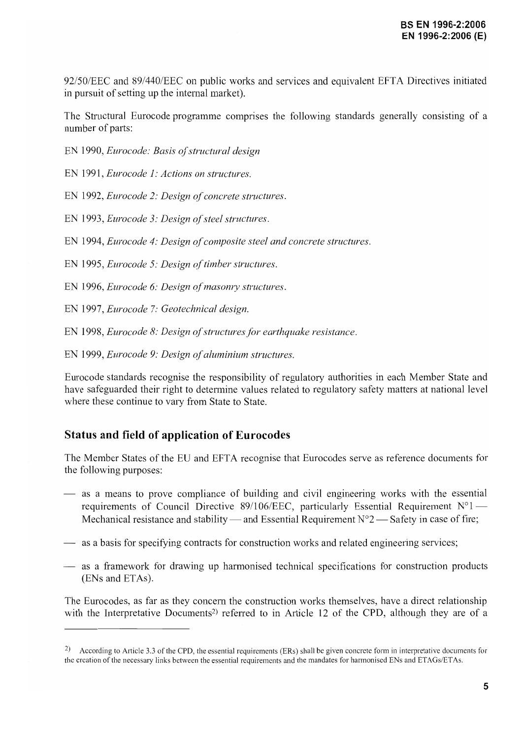92/50/EEC and 89/440/EEC on public works and services and equivalent EFTA Directives initiated in pursuit of setting up the internal market).

The Structural Eurocode programme comprises the following standards generally consisting of a number of parts:

EN 1990, *Eurocode: Basis of structural design*

EN 1991, *Eurocode 1: Actions on structures.*

EN 1992, *Eurocode 2: Design of concrete structures.*

EN 1993, *Eurocode 3: Design of steel structures.*

EN 1994, *Eurocode 4: Design of composite steel and concrete structures.*

EN 1995, *Eurocode 5: Design of timber structures.*

EN 1996, *Eurocode 6: Design of masonry structures.*

EN 1997, *Eurocode 7: Geotechnical design.*

EN 1998, *Eurocode 8: Design of structures for earthquake resistance.*

EN 1999, *Eurocode 9: Design of aluminium structures.*

Eurocode standards recognise the responsibility of regulatory authorities in each Member State and have safeguarded their right to determine values related to regulatory safety matters at national level where these continue to vary from State to State.

## Status and field of application of Eurocodes

The Member States of the EU and EFTA recognise that Eurocodes serve as reference documents for the following purposes:

— as a means to prove compliance of building and civil engineering works with the essential requirements of Council Directive 89/106/EEC, particularly Essential Requirement N°1 — Mechanical resistance and stability — and Essential Requirement N°2 — Safety in case of fire;

— as a basis for specifying contracts for construction works and related engineering services;

— as a framework for drawing up harmonised technical specifications for construction products (ENs and ETAs).

The Eurocodes, as far as they concern the construction works themselves, have a direct relationship with the Interpretative Documents[2) referred to in Article 12 of the CPD, although they are of a

---

2) According to Article 3.3 of the CPD, the essential requirements (ERs) shall be given concrete form in interpretative documents for the creation of the necessary links between the essential requirements and the mandates for harmonised ENs and ETAGs/ETAs.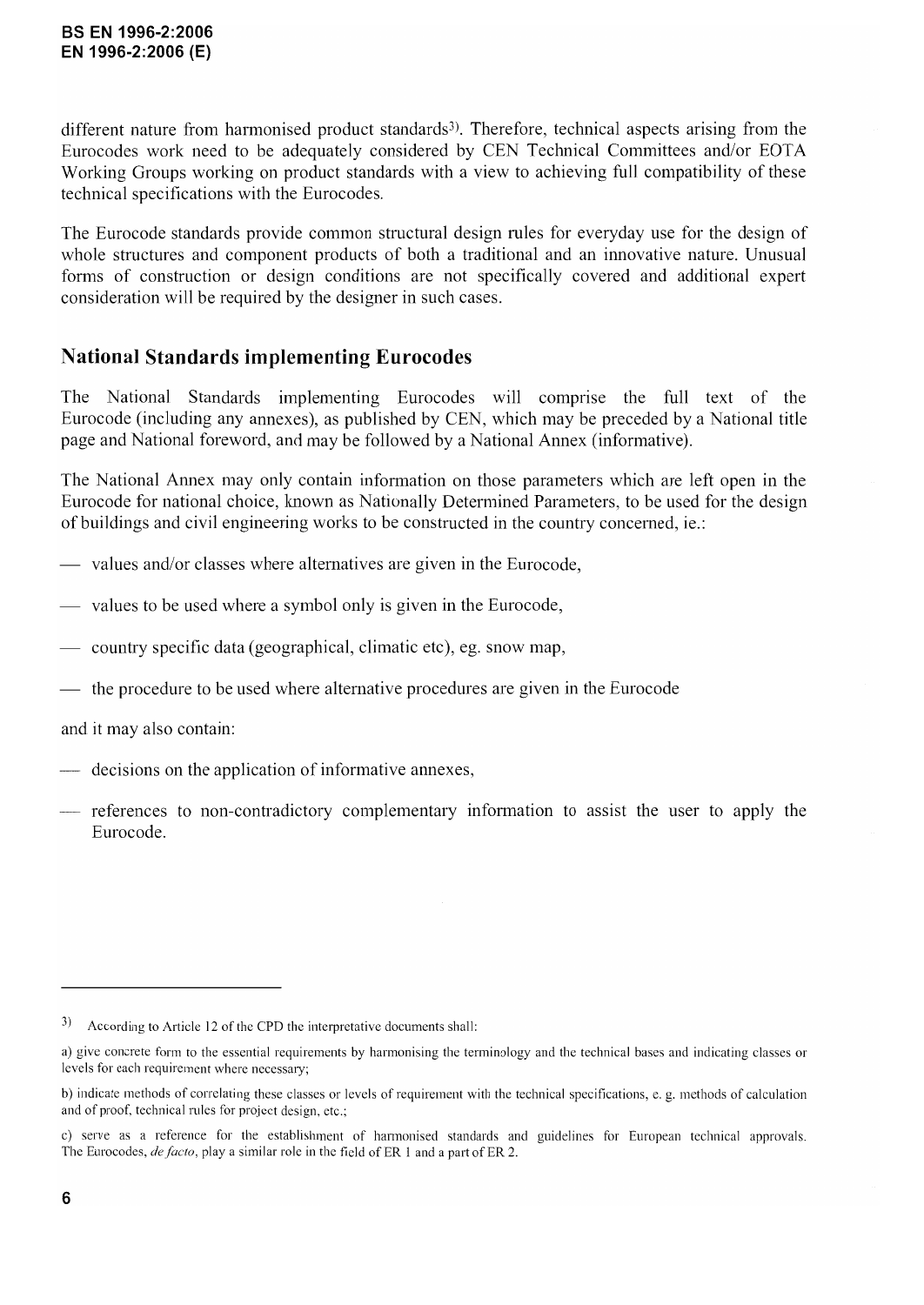different nature from harmonised product standards[3]. Therefore, technical aspects arising from the Eurocodes work need to be adequately considered by CEN Technical Committees and/or EOTA Working Groups working on product standards with a view to achieving full compatibility of these technical specifications with the Eurocodes.

The Eurocode standards provide common structural design rules for everyday use for the design of whole structures and component products of both a traditional and an innovative nature. Unusual forms of construction or design conditions are not specifically covered and additional expert consideration will be required by the designer in such cases.

## National Standards implementing Eurocodes

The National Standards implementing Eurocodes will comprise the full text of the Eurocode (including any annexes), as published by CEN, which may be preceded by a National title page and National foreword, and may be followed by a National Annex (informative).

The National Annex may only contain information on those parameters which are left open in the Eurocode for national choice, known as Nationally Determined Parameters, to be used for the design of buildings and civil engineering works to be constructed in the country concerned, ie.:

- values and/or classes where alternatives are given in the Eurocode,
- values to be used where a symbol only is given in the Eurocode,
- country specific data (geographical, climatic etc), eg. snow map,
- the procedure to be used where alternative procedures are given in the Eurocode

and it may also contain:

- decisions on the application of informative annexes,
- references to non-contradictory complementary information to assist the user to apply the Eurocode.

---

[3] According to Article 12 of the CPD the interpretative documents shall:

a) give concrete form to the essential requirements by harmonising the terminology and the technical bases and indicating classes or levels for each requirement where necessary;

b) indicate methods of correlating these classes or levels of requirement with the technical specifications, e. g. methods of calculation and of proof, technical rules for project design, etc.;

c) serve as a reference for the establishment of harmonised standards and guidelines for European technical approvals. The Eurocodes, *de facto*, play a similar role in the field of ER 1 and a part of ER 2.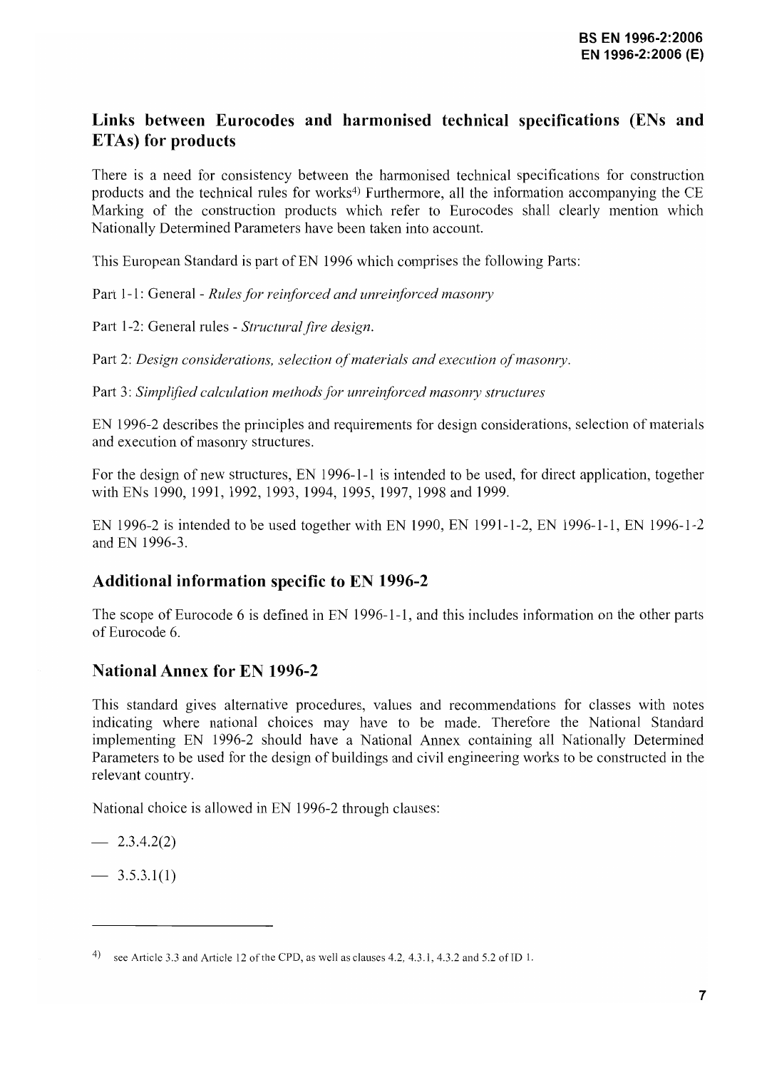## Links between Eurocodes and harmonised technical specifications (ENs and ETAs) for products

There is a need for consistency between the harmonised technical specifications for construction products and the technical rules for works[4] Furthermore, all the information accompanying the CE Marking of the construction products which refer to Eurocodes shall clearly mention which Nationally Determined Parameters have been taken into account.

This European Standard is part of EN 1996 which comprises the following Parts:

Part 1-1: General - *Rules for reinforced and unreinforced masonry*

Part 1-2: General rules - *Structural fire design.*

Part 2: *Design considerations, selection of materials and execution of masonry.*

Part 3: *Simplified calculation methods for unreinforced masonry structures*

EN 1996-2 describes the principles and requirements for design considerations, selection of materials and execution of masonry structures.

For the design of new structures, EN 1996-1-1 is intended to be used, for direct application, together with ENs 1990, 1991, 1992, 1993, 1994, 1995, 1997, 1998 and 1999.

EN 1996-2 is intended to be used together with EN 1990, EN 1991-1-2, EN 1996-1-1, EN 1996-1-2 and EN 1996-3.

## Additional information specific to EN 1996-2

The scope of Eurocode 6 is defined in EN 1996-1-1, and this includes information on the other parts of Eurocode 6.

## National Annex for EN 1996-2

This standard gives alternative procedures, values and recommendations for classes with notes indicating where national choices may have to be made. Therefore the National Standard implementing EN 1996-2 should have a National Annex containing all Nationally Determined Parameters to be used for the design of buildings and civil engineering works to be constructed in the relevant country.

National choice is allowed in EN 1996-2 through clauses:

— 2.3.4.2(2)

— 3.5.3.1(1)

---

[4] see Article 3.3 and Article 12 of the CPD, as well as clauses 4.2, 4.3.1, 4.3.2 and 5.2 of ID 1.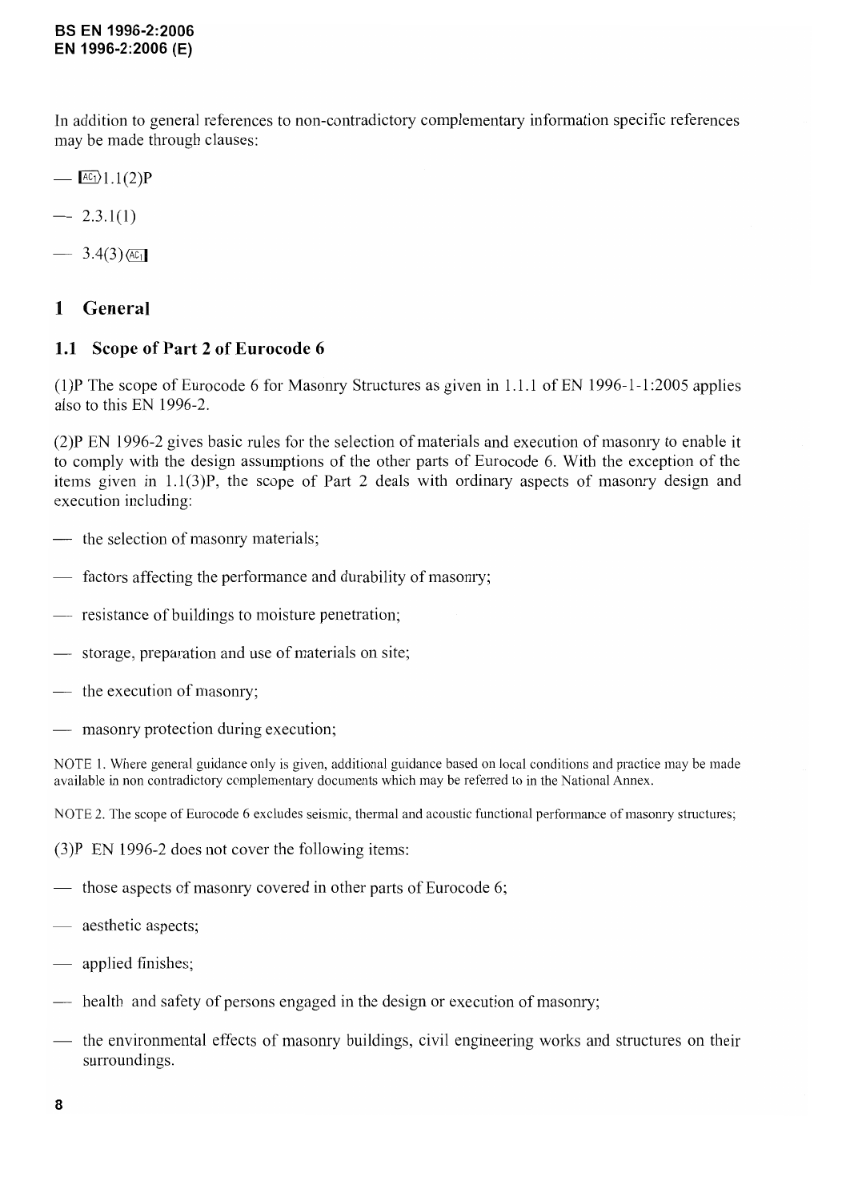In addition to general references to non-contradictory complementary information specific references may be made through clauses:

— [AC1) 1.1(2)P

— 2.3.1(1)

— 3.4(3) (AC1]

# 1 General

## 1.1 Scope of Part 2 of Eurocode 6

(1)P The scope of Eurocode 6 for Masonry Structures as given in 1.1.1 of EN 1996-1-1:2005 applies also to this EN 1996-2.

(2)P EN 1996-2 gives basic rules for the selection of materials and execution of masonry to enable it to comply with the design assumptions of the other parts of Eurocode 6. With the exception of the items given in 1.1(3)P, the scope of Part 2 deals with ordinary aspects of masonry design and execution including:

— the selection of masonry materials;

— factors affecting the performance and durability of masonry;

— resistance of buildings to moisture penetration;

— storage, preparation and use of materials on site;

— the execution of masonry;

— masonry protection during execution;

NOTE 1. Where general guidance only is given, additional guidance based on local conditions and practice may be made available in non contradictory complementary documents which may be referred to in the National Annex.

NOTE 2. The scope of Eurocode 6 excludes seismic, thermal and acoustic functional performance of masonry structures;

(3)P EN 1996-2 does not cover the following items:

— those aspects of masonry covered in other parts of Eurocode 6;

— aesthetic aspects;

— applied finishes;

— health and safety of persons engaged in the design or execution of masonry;

— the environmental effects of masonry buildings, civil engineering works and structures on their surroundings.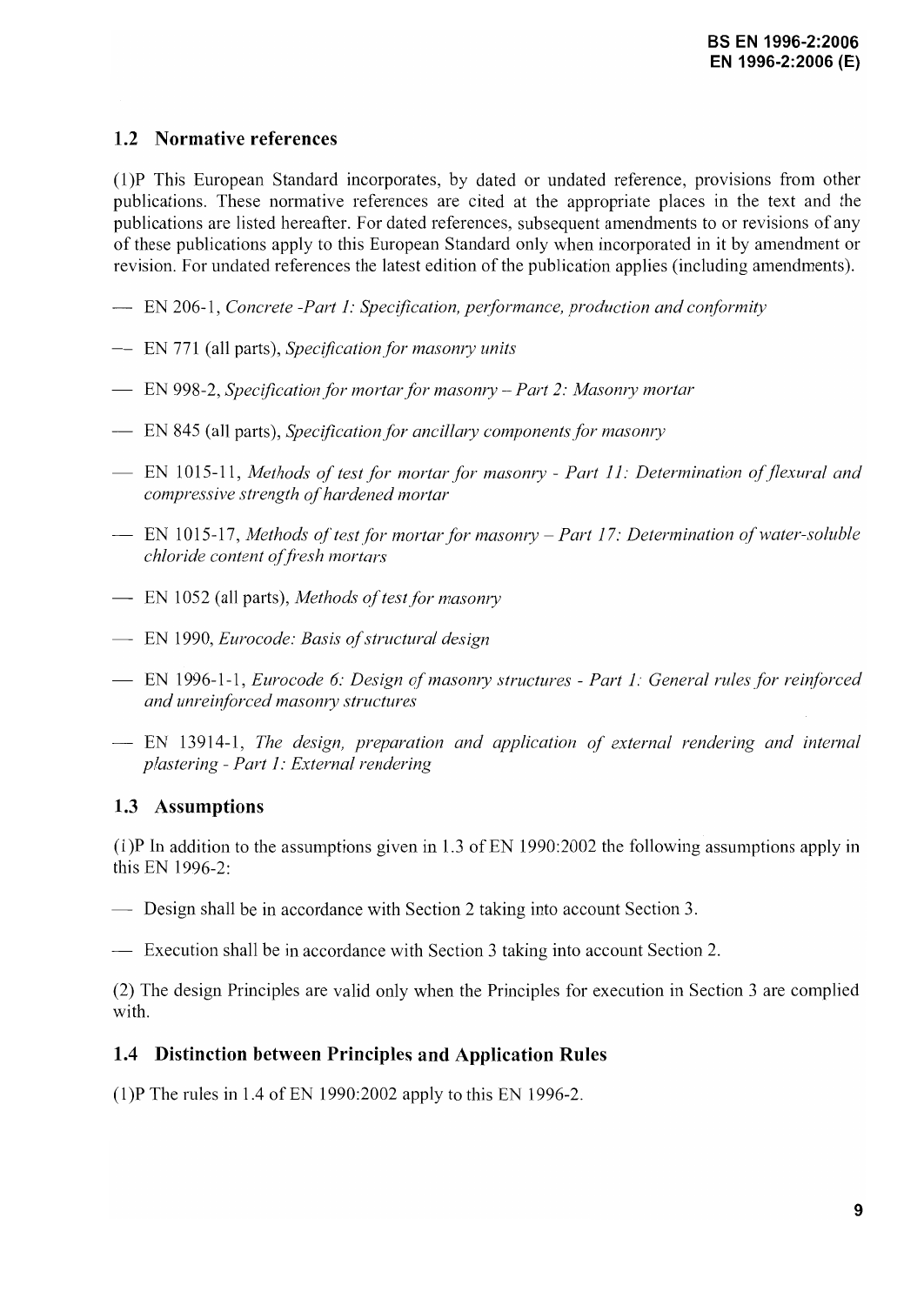## 1.2 Normative references

(1)P This European Standard incorporates, by dated or undated reference, provisions from other publications. These normative references are cited at the appropriate places in the text and the publications are listed hereafter. For dated references, subsequent amendments to or revisions of any of these publications apply to this European Standard only when incorporated in it by amendment or revision. For undated references the latest edition of the publication applies (including amendments).

- EN 206-1, *Concrete -Part 1: Specification, performance, production and conformity*
- EN 771 (all parts), *Specification for masonry units*
- EN 998-2, *Specification for mortar for masonry – Part 2: Masonry mortar*
- EN 845 (all parts), *Specification for ancillary components for masonry*
- EN 1015-11, *Methods of test for mortar for masonry - Part 11: Determination of flexural and compressive strength of hardened mortar*
- EN 1015-17, *Methods of test for mortar for masonry – Part 17: Determination of water-soluble chloride content of fresh mortars*
- EN 1052 (all parts), *Methods of test for masonry*
- EN 1990, *Eurocode: Basis of structural design*
- EN 1996-1-1, *Eurocode 6: Design of masonry structures - Part 1: General rules for reinforced and unreinforced masonry structures*
- EN 13914-1, *The design, preparation and application of external rendering and internal plastering - Part 1: External rendering*

## 1.3 Assumptions

(1)P In addition to the assumptions given in 1.3 of EN 1990:2002 the following assumptions apply in this EN 1996-2:

- Design shall be in accordance with Section 2 taking into account Section 3.
- Execution shall be in accordance with Section 3 taking into account Section 2.

(2) The design Principles are valid only when the Principles for execution in Section 3 are complied with.

## 1.4 Distinction between Principles and Application Rules

(1)P The rules in 1.4 of EN 1990:2002 apply to this EN 1996-2.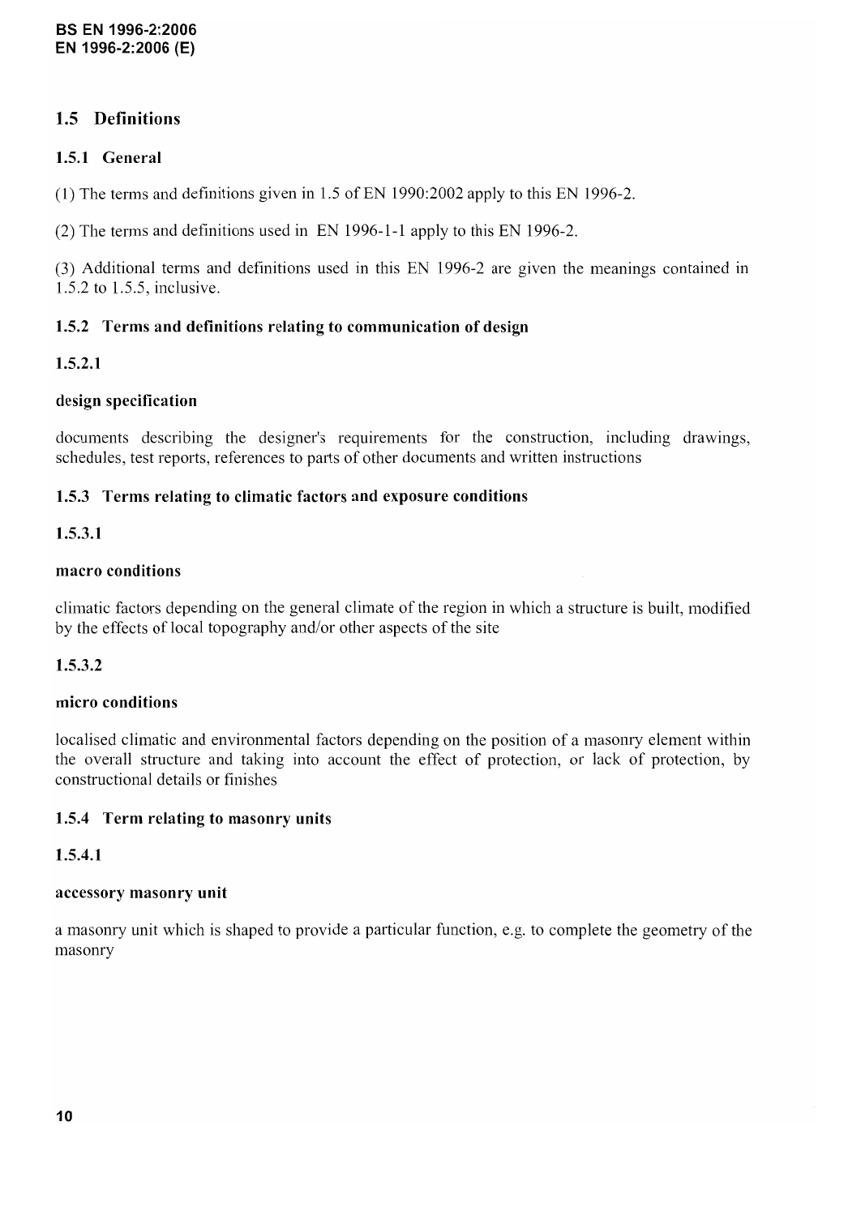## 1.5 Definitions

### 1.5.1 General

(1) The terms and definitions given in 1.5 of EN 1990:2002 apply to this EN 1996-2.

(2) The terms and definitions used in EN 1996-1-1 apply to this EN 1996-2.

(3) Additional terms and definitions used in this EN 1996-2 are given the meanings contained in 1.5.2 to 1.5.5, inclusive.

### 1.5.2 Terms and definitions relating to communication of design

#### 1.5.2.1

**design specification**

documents describing the designer's requirements for the construction, including drawings, schedules, test reports, references to parts of other documents and written instructions

### 1.5.3 Terms relating to climatic factors and exposure conditions

#### 1.5.3.1

**macro conditions**

climatic factors depending on the general climate of the region in which a structure is built, modified by the effects of local topography and/or other aspects of the site

#### 1.5.3.2

**micro conditions**

localised climatic and environmental factors depending on the position of a masonry element within the overall structure and taking into account the effect of protection, or lack of protection, by constructional details or finishes

### 1.5.4 Term relating to masonry units

#### 1.5.4.1

**accessory masonry unit**

a masonry unit which is shaped to provide a particular function, e.g. to complete the geometry of the masonry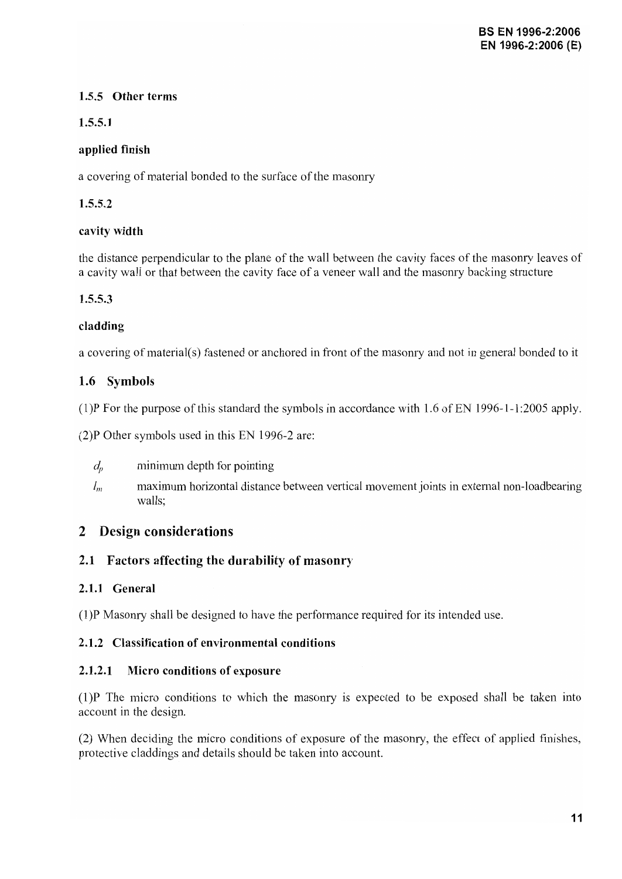### 1.5.5 Other terms

#### 1.5.5.1

**applied finish**

a covering of material bonded to the surface of the masonry

#### 1.5.5.2

**cavity width**

the distance perpendicular to the plane of the wall between the cavity faces of the masonry leaves of a cavity wall or that between the cavity face of a veneer wall and the masonry backing structure

#### 1.5.5.3

**cladding**

a covering of material(s) fastened or anchored in front of the masonry and not in general bonded to it

## 1.6 Symbols

(1)P For the purpose of this standard the symbols in accordance with 1.6 of EN 1996-1-1:2005 apply.

(2)P Other symbols used in this EN 1996-2 are:

- $d_p$ minimum depth for pointing
- $l_m$ maximum horizontal distance between vertical movement joints in external non-loadbearing walls;

# 2 Design considerations

## 2.1 Factors affecting the durability of masonry

### 2.1.1 General

(1)P Masonry shall be designed to have the performance required for its intended use.

### 2.1.2 Classification of environmental conditions

#### 2.1.2.1 Micro conditions of exposure

(1)P The micro conditions to which the masonry is expected to be exposed shall be taken into account in the design.

(2) When deciding the micro conditions of exposure of the masonry, the effect of applied finishes, protective claddings and details should be taken into account.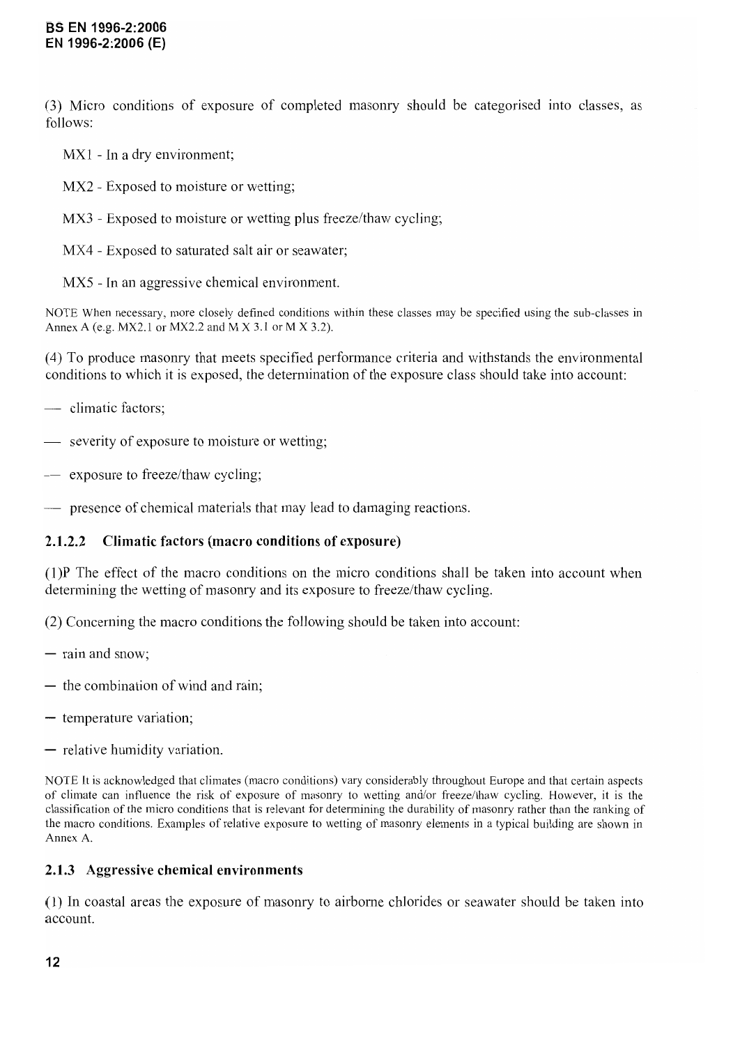(3) Micro conditions of exposure of completed masonry should be categorised into classes, as follows:

MX1 - In a dry environment;

MX2 - Exposed to moisture or wetting;

MX3 - Exposed to moisture or wetting plus freeze/thaw cycling;

MX4 - Exposed to saturated salt air or seawater;

MX5 - In an aggressive chemical environment.

NOTE When necessary, more closely defined conditions within these classes may be specified using the sub-classes in Annex A (e.g. MX2.1 or MX2.2 and M X 3.1 or M X 3.2).

(4) To produce masonry that meets specified performance criteria and withstands the environmental conditions to which it is exposed, the determination of the exposure class should take into account:

— climatic factors;

— severity of exposure to moisture or wetting;

— exposure to freeze/thaw cycling;

— presence of chemical materials that may lead to damaging reactions.

#### 2.1.2.2 Climatic factors (macro conditions of exposure)

(1)P The effect of the macro conditions on the micro conditions shall be taken into account when determining the wetting of masonry and its exposure to freeze/thaw cycling.

(2) Concerning the macro conditions the following should be taken into account:

— rain and snow;

— the combination of wind and rain;

— temperature variation;

— relative humidity variation.

NOTE It is acknowledged that climates (macro conditions) vary considerably throughout Europe and that certain aspects of climate can influence the risk of exposure of masonry to wetting and/or freeze/thaw cycling. However, it is the classification of the micro conditions that is relevant for determining the durability of masonry rather than the ranking of the macro conditions. Examples of relative exposure to wetting of masonry elements in a typical building are shown in Annex A.

### 2.1.3 Aggressive chemical environments

(1) In coastal areas the exposure of masonry to airborne chlorides or seawater should be taken into account.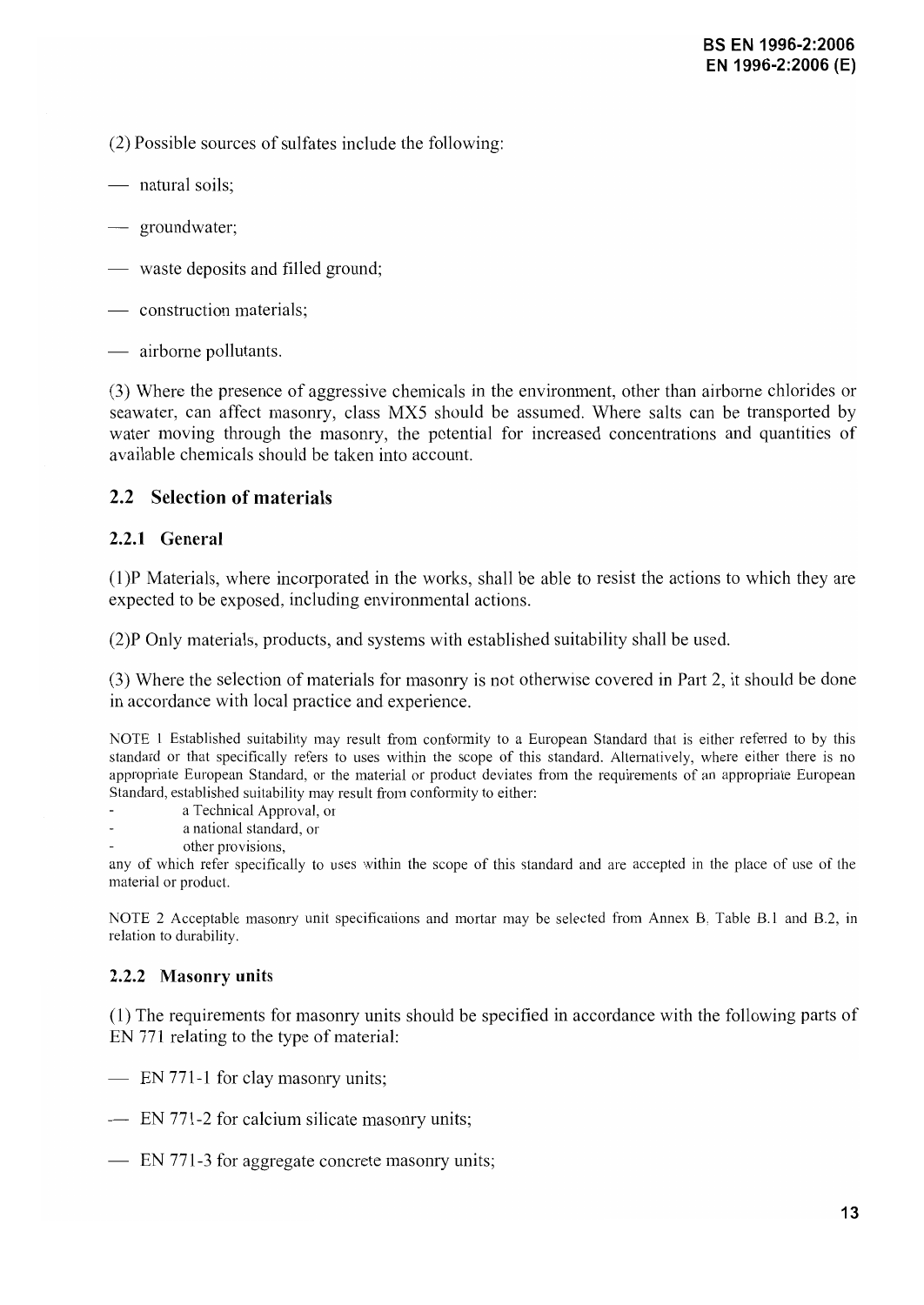(2) Possible sources of sulfates include the following:

- natural soils;
- groundwater;
- waste deposits and filled ground;
- construction materials;
- airborne pollutants.

(3) Where the presence of aggressive chemicals in the environment, other than airborne chlorides or seawater, can affect masonry, class MX5 should be assumed. Where salts can be transported by water moving through the masonry, the potential for increased concentrations and quantities of available chemicals should be taken into account.

## 2.2 Selection of materials

### 2.2.1 General

(1)P Materials, where incorporated in the works, shall be able to resist the actions to which they are expected to be exposed, including environmental actions.

(2)P Only materials, products, and systems with established suitability shall be used.

(3) Where the selection of materials for masonry is not otherwise covered in Part 2, it should be done in accordance with local practice and experience.

NOTE 1 Established suitability may result from conformity to a European Standard that is either referred to by this standard or that specifically refers to uses within the scope of this standard. Alternatively, where either there is no appropriate European Standard, or the material or product deviates from the requirements of an appropriate European Standard, established suitability may result from conformity to either:

- a Technical Approval, or
- a national standard, or
- other provisions,

any of which refer specifically to uses within the scope of this standard and are accepted in the place of use of the material or product.

NOTE 2 Acceptable masonry unit specifications and mortar may be selected from Annex B, Table B.1 and B.2, in relation to durability.

### 2.2.2 Masonry units

(1) The requirements for masonry units should be specified in accordance with the following parts of EN 771 relating to the type of material:

- EN 771-1 for clay masonry units;
- EN 771-2 for calcium silicate masonry units;
- EN 771-3 for aggregate concrete masonry units;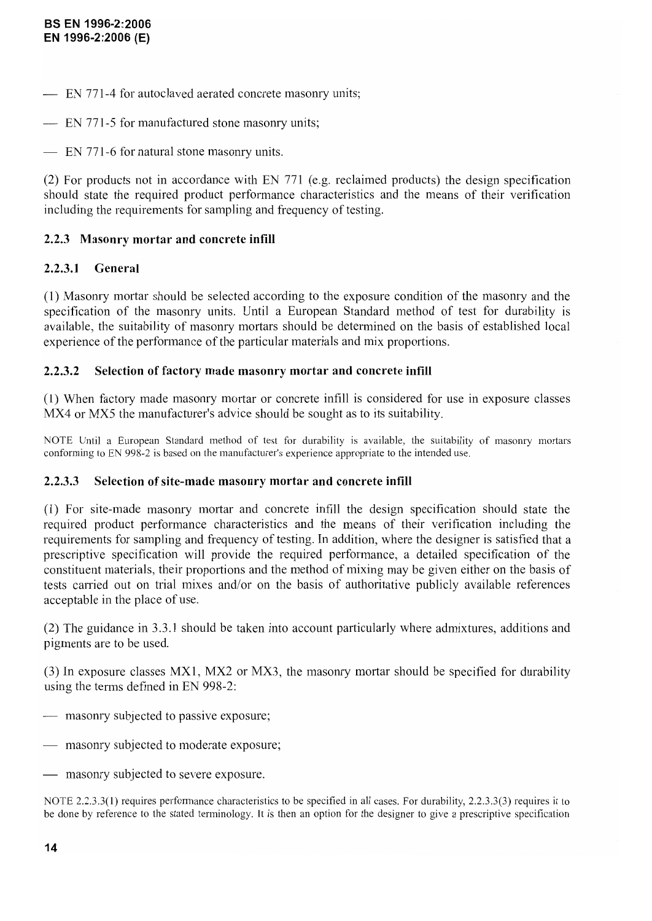— EN 771-4 for autoclaved aerated concrete masonry units;

— EN 771-5 for manufactured stone masonry units;

— EN 771-6 for natural stone masonry units.

(2) For products not in accordance with EN 771 (e.g. reclaimed products) the design specification should state the required product performance characteristics and the means of their verification including the requirements for sampling and frequency of testing.

### 2.2.3 Masonry mortar and concrete infill

#### 2.2.3.1 General

(1) Masonry mortar should be selected according to the exposure condition of the masonry and the specification of the masonry units. Until a European Standard method of test for durability is available, the suitability of masonry mortars should be determined on the basis of established local experience of the performance of the particular materials and mix proportions.

#### 2.2.3.2 Selection of factory made masonry mortar and concrete infill

(1) When factory made masonry mortar or concrete infill is considered for use in exposure classes MX4 or MX5 the manufacturer's advice should be sought as to its suitability.

NOTE Until a European Standard method of test for durability is available, the suitability of masonry mortars conforming to EN 998-2 is based on the manufacturer's experience appropriate to the intended use.

#### 2.2.3.3 Selection of site-made masonry mortar and concrete infill

(1) For site-made masonry mortar and concrete infill the design specification should state the required product performance characteristics and the means of their verification including the requirements for sampling and frequency of testing. In addition, where the designer is satisfied that a prescriptive specification will provide the required performance, a detailed specification of the constituent materials, their proportions and the method of mixing may be given either on the basis of tests carried out on trial mixes and/or on the basis of authoritative publicly available references acceptable in the place of use.

(2) The guidance in 3.3.1 should be taken into account particularly where admixtures, additions and pigments are to be used.

(3) In exposure classes MX1, MX2 or MX3, the masonry mortar should be specified for durability using the terms defined in EN 998-2:

— masonry subjected to passive exposure;

— masonry subjected to moderate exposure;

— masonry subjected to severe exposure.

NOTE 2.2.3.3(1) requires performance characteristics to be specified in all cases. For durability, 2.2.3.3(3) requires it to be done by reference to the stated terminology. It is then an option for the designer to give a prescriptive specification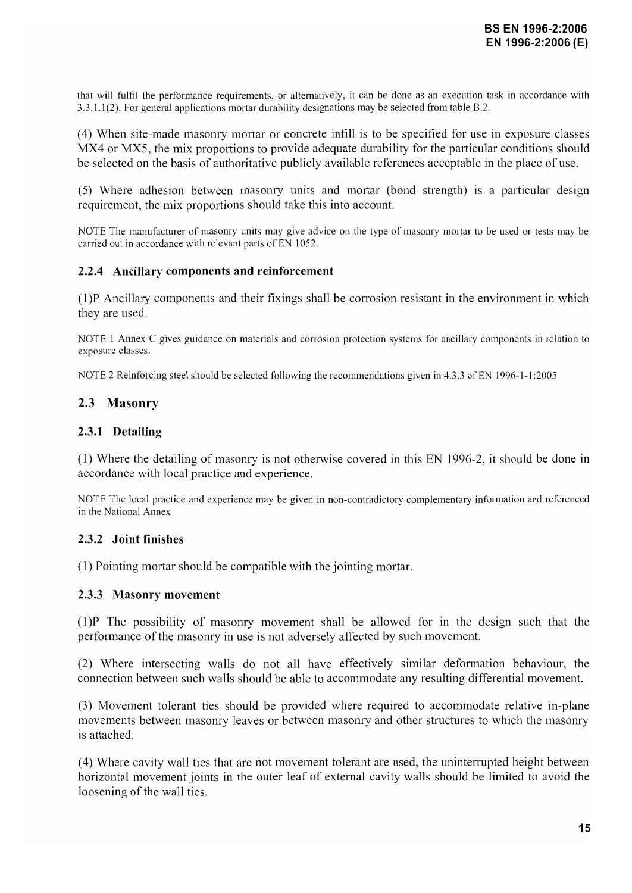that will fulfil the performance requirements, or alternatively, it can be done as an execution task in accordance with 3.3.1.1(2). For general applications mortar durability designations may be selected from table B.2.

(4) When site-made masonry mortar or concrete infill is to be specified for use in exposure classes MX4 or MX5, the mix proportions to provide adequate durability for the particular conditions should be selected on the basis of authoritative publicly available references acceptable in the place of use.

(5) Where adhesion between masonry units and mortar (bond strength) is a particular design requirement, the mix proportions should take this into account.

NOTE The manufacturer of masonry units may give advice on the type of masonry mortar to be used or tests may be carried out in accordance with relevant parts of EN 1052.

### 2.2.4 Ancillary components and reinforcement

(1)P Ancillary components and their fixings shall be corrosion resistant in the environment in which they are used.

NOTE 1 Annex C gives guidance on materials and corrosion protection systems for ancillary components in relation to exposure classes.

NOTE 2 Reinforcing steel should be selected following the recommendations given in 4.3.3 of EN 1996-1-1:2005

## 2.3 Masonry

### 2.3.1 Detailing

(1) Where the detailing of masonry is not otherwise covered in this EN 1996-2, it should be done in accordance with local practice and experience.

NOTE The local practice and experience may be given in non-contradictory complementary information and referenced in the National Annex

### 2.3.2 Joint finishes

(1) Pointing mortar should be compatible with the jointing mortar.

### 2.3.3 Masonry movement

(1)P The possibility of masonry movement shall be allowed for in the design such that the performance of the masonry in use is not adversely affected by such movement.

(2) Where intersecting walls do not all have effectively similar deformation behaviour, the connection between such walls should be able to accommodate any resulting differential movement.

(3) Movement tolerant ties should be provided where required to accommodate relative in-plane movements between masonry leaves or between masonry and other structures to which the masonry is attached.

(4) Where cavity wall ties that are not movement tolerant are used, the uninterrupted height between horizontal movement joints in the outer leaf of external cavity walls should be limited to avoid the loosening of the wall ties.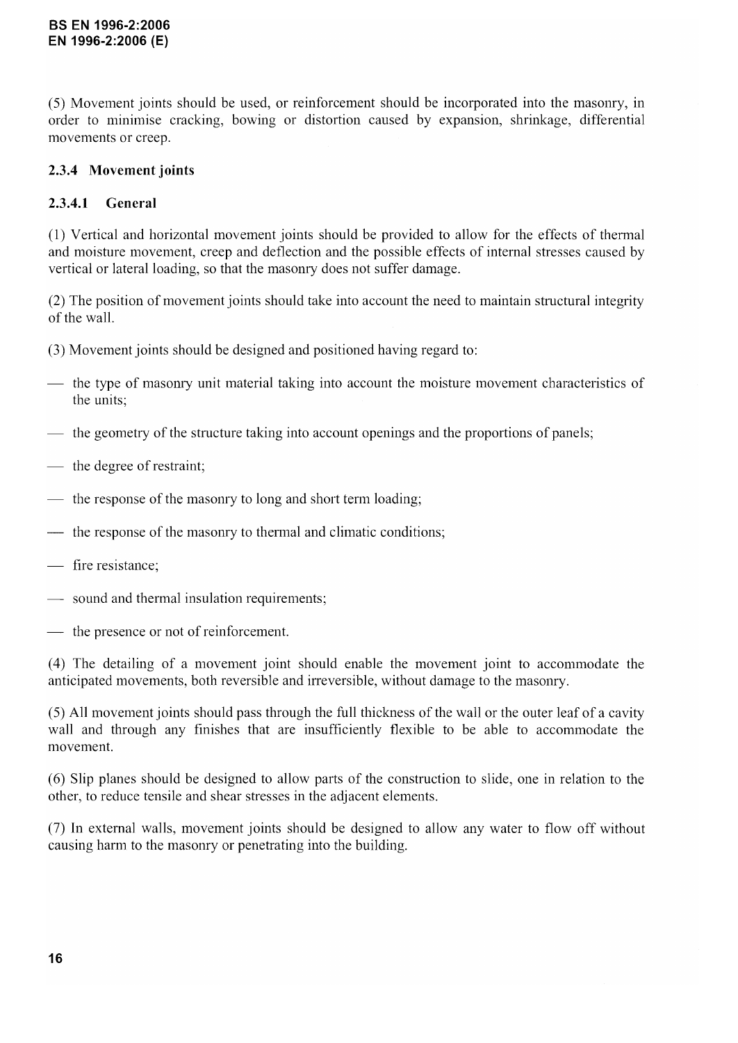(5) Movement joints should be used, or reinforcement should be incorporated into the masonry, in order to minimise cracking, bowing or distortion caused by expansion, shrinkage, differential movements or creep.

### 2.3.4 Movement joints

#### 2.3.4.1 General

(1) Vertical and horizontal movement joints should be provided to allow for the effects of thermal and moisture movement, creep and deflection and the possible effects of internal stresses caused by vertical or lateral loading, so that the masonry does not suffer damage.

(2) The position of movement joints should take into account the need to maintain structural integrity of the wall.

(3) Movement joints should be designed and positioned having regard to:

- the type of masonry unit material taking into account the moisture movement characteristics of the units;
- the geometry of the structure taking into account openings and the proportions of panels;
- the degree of restraint;
- the response of the masonry to long and short term loading;
- the response of the masonry to thermal and climatic conditions;
- fire resistance;
- sound and thermal insulation requirements;
- the presence or not of reinforcement.

(4) The detailing of a movement joint should enable the movement joint to accommodate the anticipated movements, both reversible and irreversible, without damage to the masonry.

(5) All movement joints should pass through the full thickness of the wall or the outer leaf of a cavity wall and through any finishes that are insufficiently flexible to be able to accommodate the movement.

(6) Slip planes should be designed to allow parts of the construction to slide, one in relation to the other, to reduce tensile and shear stresses in the adjacent elements.

(7) In external walls, movement joints should be designed to allow any water to flow off without causing harm to the masonry or penetrating into the building.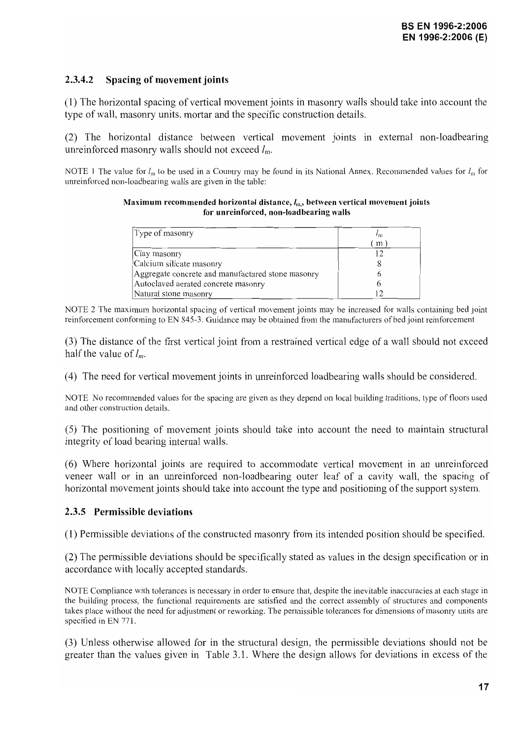#### 2.3.4.2 Spacing of movement joints

(1) The horizontal spacing of vertical movement joints in masonry walls should take into account the type of wall, masonry units, mortar and the specific construction details.

(2) The horizontal distance between vertical movement joints in external non-loadbearing unreinforced masonry walls should not exceed $l_m$.

NOTE 1 The value for $l_m$ to be used in a Country may be found in its National Annex. Recommended values for $l_m$ for unreinforced non-loadbearing walls are given in the table:

**Maximum recommended horizontal distance, $l_m$, between vertical movement joints for unreinforced, non-loadbearing walls**

| Type of masonry | $l_m$ (m) |
|---|---|
| Clay masonry | 12 |
| Calcium silicate masonry | 8 |
| Aggregate concrete and manufactured stone masonry | 6 |
| Autoclaved aerated concrete masonry | 6 |
| Natural stone masonry | 12 |

NOTE 2 The maximum horizontal spacing of vertical movement joints may be increased for walls containing bed joint reinforcement conforming to EN 845-3. Guidance may be obtained from the manufacturers of bed joint reinforcement

(3) The distance of the first vertical joint from a restrained vertical edge of a wall should not exceed half the value of $l_m$.

(4) The need for vertical movement joints in unreinforced loadbearing walls should be considered.

NOTE No recommended values for the spacing are given as they depend on local building traditions, type of floors used and other construction details.

(5) The positioning of movement joints should take into account the need to maintain structural integrity of load bearing internal walls.

(6) Where horizontal joints are required to accommodate vertical movement in an unreinforced veneer wall or in an unreinforced non-loadbearing outer leaf of a cavity wall, the spacing of horizontal movement joints should take into account the type and positioning of the support system.

### 2.3.5 Permissible deviations

(1) Permissible deviations of the constructed masonry from its intended position should be specified.

(2) The permissible deviations should be specifically stated as values in the design specification or in accordance with locally accepted standards.

NOTE Compliance with tolerances is necessary in order to ensure that, despite the inevitable inaccuracies at each stage in the building process, the functional requirements are satisfied and the correct assembly of structures and components takes place without the need for adjustment or reworking. The permissible tolerances for dimensions of masonry units are specified in EN 771.

(3) Unless otherwise allowed for in the structural design, the permissible deviations should not be greater than the values given in Table 3.1. Where the design allows for deviations in excess of the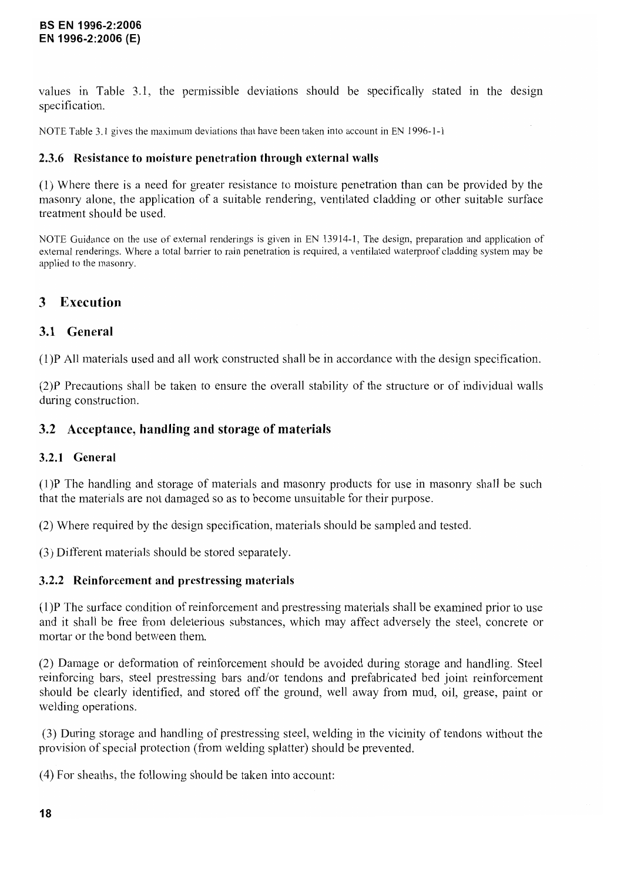values in Table 3.1, the permissible deviations should be specifically stated in the design specification.

NOTE Table 3.1 gives the maximum deviations that have been taken into account in EN 1996-1-1

#### 2.3.6 Resistance to moisture penetration through external walls

(1) Where there is a need for greater resistance to moisture penetration than can be provided by the masonry alone, the application of a suitable rendering, ventilated cladding or other suitable surface treatment should be used.

NOTE Guidance on the use of external renderings is given in EN 13914-1, The design, preparation and application of external renderings. Where a total barrier to rain penetration is required, a ventilated waterproof cladding system may be applied to the masonry.

## 3 Execution

### 3.1 General

(1)P All materials used and all work constructed shall be in accordance with the design specification.

(2)P Precautions shall be taken to ensure the overall stability of the structure or of individual walls during construction.

### 3.2 Acceptance, handling and storage of materials

#### 3.2.1 General

(1)P The handling and storage of materials and masonry products for use in masonry shall be such that the materials are not damaged so as to become unsuitable for their purpose.

(2) Where required by the design specification, materials should be sampled and tested.

(3) Different materials should be stored separately.

#### 3.2.2 Reinforcement and prestressing materials

(1)P The surface condition of reinforcement and prestressing materials shall be examined prior to use and it shall be free from deleterious substances, which may affect adversely the steel, concrete or mortar or the bond between them.

(2) Damage or deformation of reinforcement should be avoided during storage and handling. Steel reinforcing bars, steel prestressing bars and/or tendons and prefabricated bed joint reinforcement should be clearly identified, and stored off the ground, well away from mud, oil, grease, paint or welding operations.

(3) During storage and handling of prestressing steel, welding in the vicinity of tendons without the provision of special protection (from welding splatter) should be prevented.

(4) For sheaths, the following should be taken into account: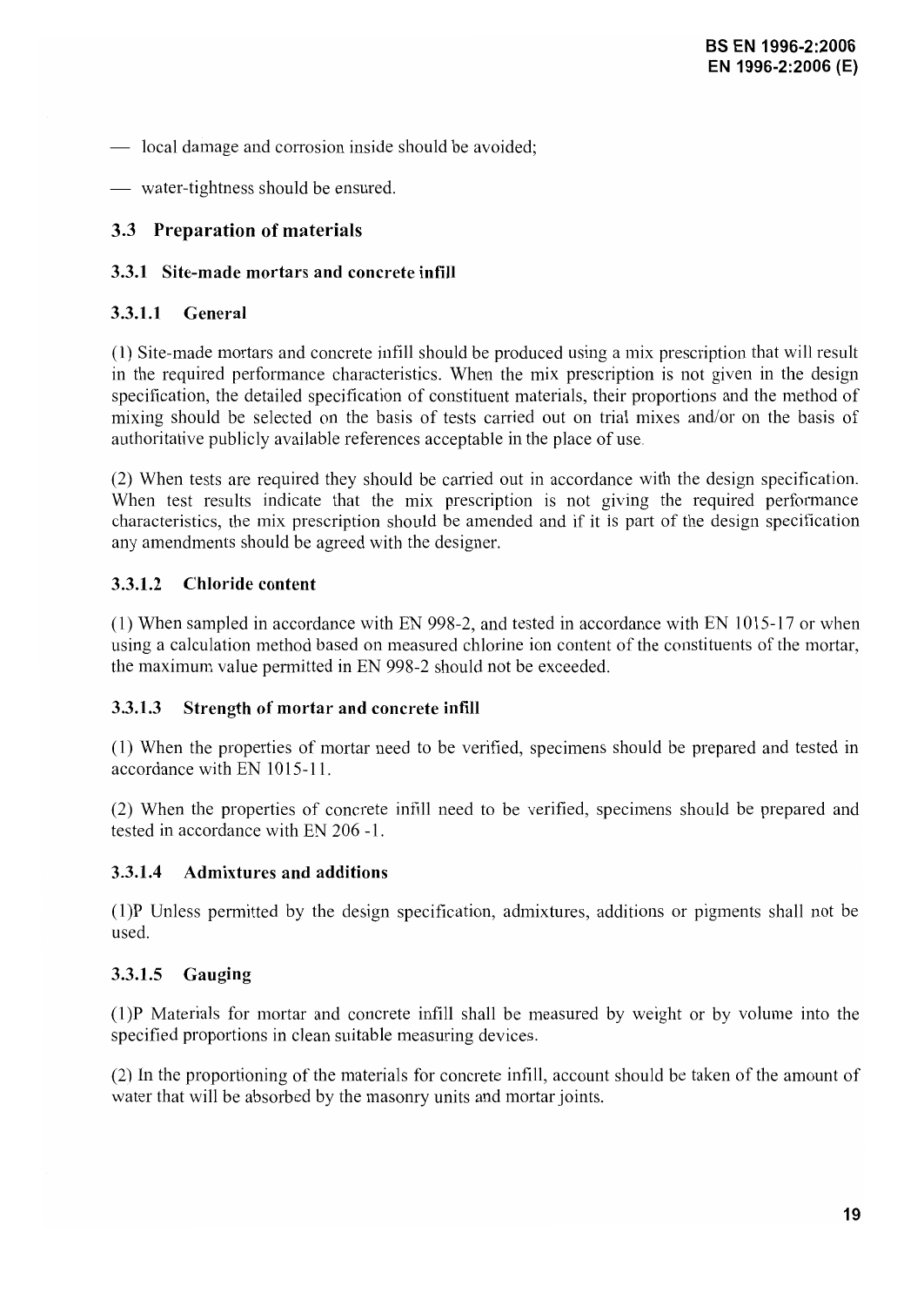— local damage and corrosion inside should be avoided;

— water-tightness should be ensured.

## 3.3 Preparation of materials

### 3.3.1 Site-made mortars and concrete infill

#### 3.3.1.1 General

(1) Site-made mortars and concrete infill should be produced using a mix prescription that will result in the required performance characteristics. When the mix prescription is not given in the design specification, the detailed specification of constituent materials, their proportions and the method of mixing should be selected on the basis of tests carried out on trial mixes and/or on the basis of authoritative publicly available references acceptable in the place of use.

(2) When tests are required they should be carried out in accordance with the design specification. When test results indicate that the mix prescription is not giving the required performance characteristics, the mix prescription should be amended and if it is part of the design specification any amendments should be agreed with the designer.

#### 3.3.1.2 Chloride content

(1) When sampled in accordance with EN 998-2, and tested in accordance with EN 1015-17 or when using a calculation method based on measured chlorine ion content of the constituents of the mortar, the maximum value permitted in EN 998-2 should not be exceeded.

#### 3.3.1.3 Strength of mortar and concrete infill

(1) When the properties of mortar need to be verified, specimens should be prepared and tested in accordance with EN 1015-11.

(2) When the properties of concrete infill need to be verified, specimens should be prepared and tested in accordance with EN 206 -1.

#### 3.3.1.4 Admixtures and additions

(1)P Unless permitted by the design specification, admixtures, additions or pigments shall not be used.

#### 3.3.1.5 Gauging

(1)P Materials for mortar and concrete infill shall be measured by weight or by volume into the specified proportions in clean suitable measuring devices.

(2) In the proportioning of the materials for concrete infill, account should be taken of the amount of water that will be absorbed by the masonry units and mortar joints.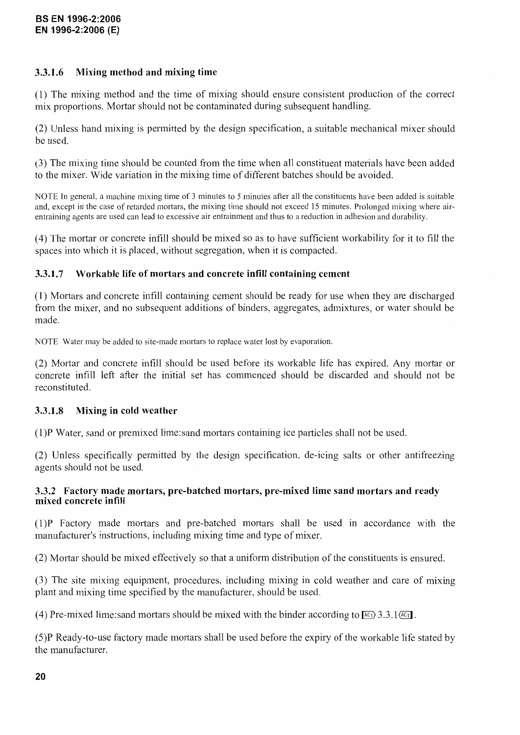### 3.3.1.6 Mixing method and mixing time

(1) The mixing method and the time of mixing should ensure consistent production of the correct mix proportions. Mortar should not be contaminated during subsequent handling.

(2) Unless hand mixing is permitted by the design specification, a suitable mechanical mixer should be used.

(3) The mixing time should be counted from the time when all constituent materials have been added to the mixer. Wide variation in the mixing time of different batches should be avoided.

NOTE In general, a machine mixing time of 3 minutes to 5 minutes after all the constituents have been added is suitable and, except in the case of retarded mortars, the mixing time should not exceed 15 minutes. Prolonged mixing where air-entraining agents are used can lead to excessive air entrainment and thus to a reduction in adhesion and durability.

(4) The mortar or concrete infill should be mixed so as to have sufficient workability for it to fill the spaces into which it is placed, without segregation, when it is compacted.

### 3.3.1.7 Workable life of mortars and concrete infill containing cement

(1) Mortars and concrete infill containing cement should be ready for use when they are discharged from the mixer, and no subsequent additions of binders, aggregates, admixtures, or water should be made.

NOTE Water may be added to site-made mortars to replace water lost by evaporation.

(2) Mortar and concrete infill should be used before its workable life has expired. Any mortar or concrete infill left after the initial set has commenced should be discarded and should not be reconstituted.

### 3.3.1.8 Mixing in cold weather

(1)P Water, sand or premixed lime:sand mortars containing ice particles shall not be used.

(2) Unless specifically permitted by the design specification, de-icing salts or other antifreezing agents should not be used.

## 3.3.2 Factory made mortars, pre-batched mortars, pre-mixed lime sand mortars and ready mixed concrete infill

(1)P Factory made mortars and pre-batched mortars shall be used in accordance with the manufacturer's instructions, including mixing time and type of mixer.

(2) Mortar should be mixed effectively so that a uniform distribution of the constituents is ensured.

(3) The site mixing equipment, procedures, including mixing in cold weather and care of mixing plant and mixing time specified by the manufacturer, should be used.

(4) Pre-mixed lime:sand mortars should be mixed with the binder according to [AC1) 3.3.1 (AC1].

(5)P Ready-to-use factory made mortars shall be used before the expiry of the workable life stated by the manufacturer.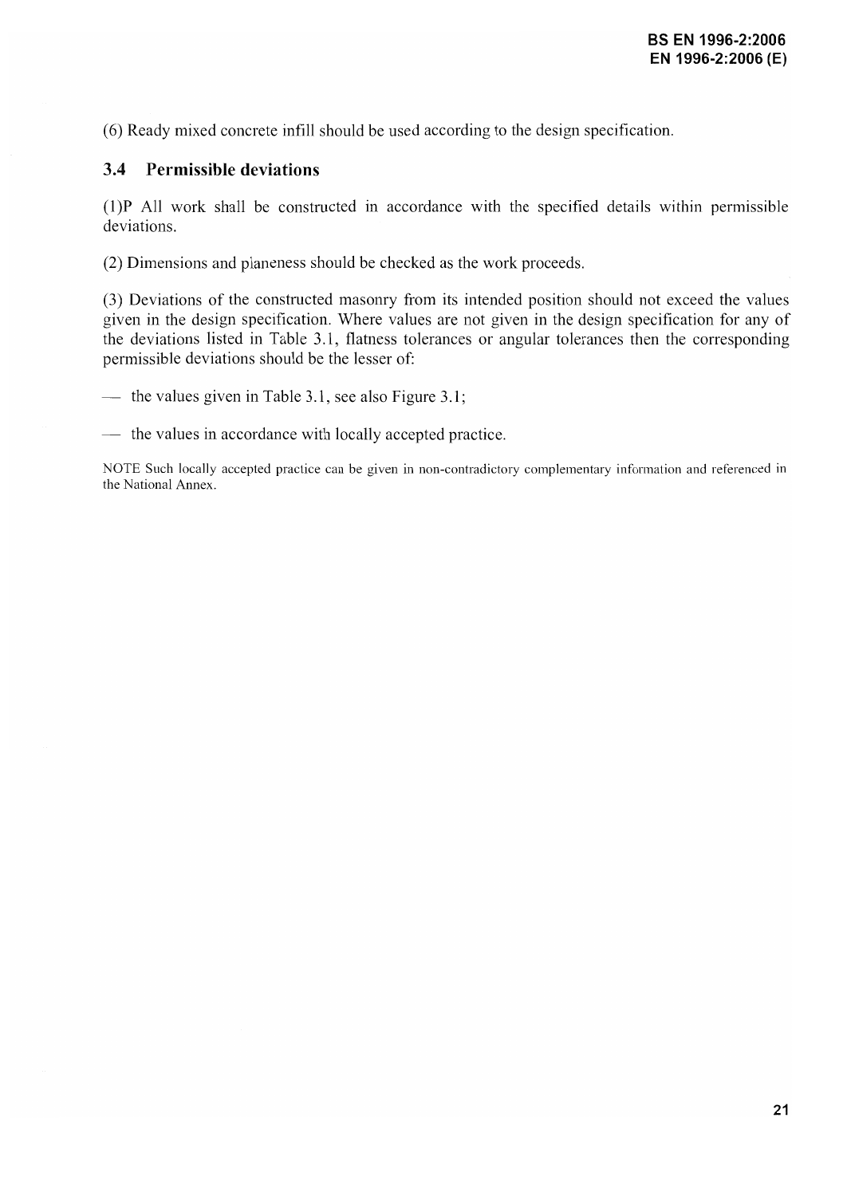(6) Ready mixed concrete infill should be used according to the design specification.

## 3.4 Permissible deviations

(1)P All work shall be constructed in accordance with the specified details within permissible deviations.

(2) Dimensions and planeness should be checked as the work proceeds.

(3) Deviations of the constructed masonry from its intended position should not exceed the values given in the design specification. Where values are not given in the design specification for any of the deviations listed in Table 3.1, flatness tolerances or angular tolerances then the corresponding permissible deviations should be the lesser of:

— the values given in Table 3.1, see also Figure 3.1;

— the values in accordance with locally accepted practice.

NOTE Such locally accepted practice can be given in non-contradictory complementary information and referenced in the National Annex.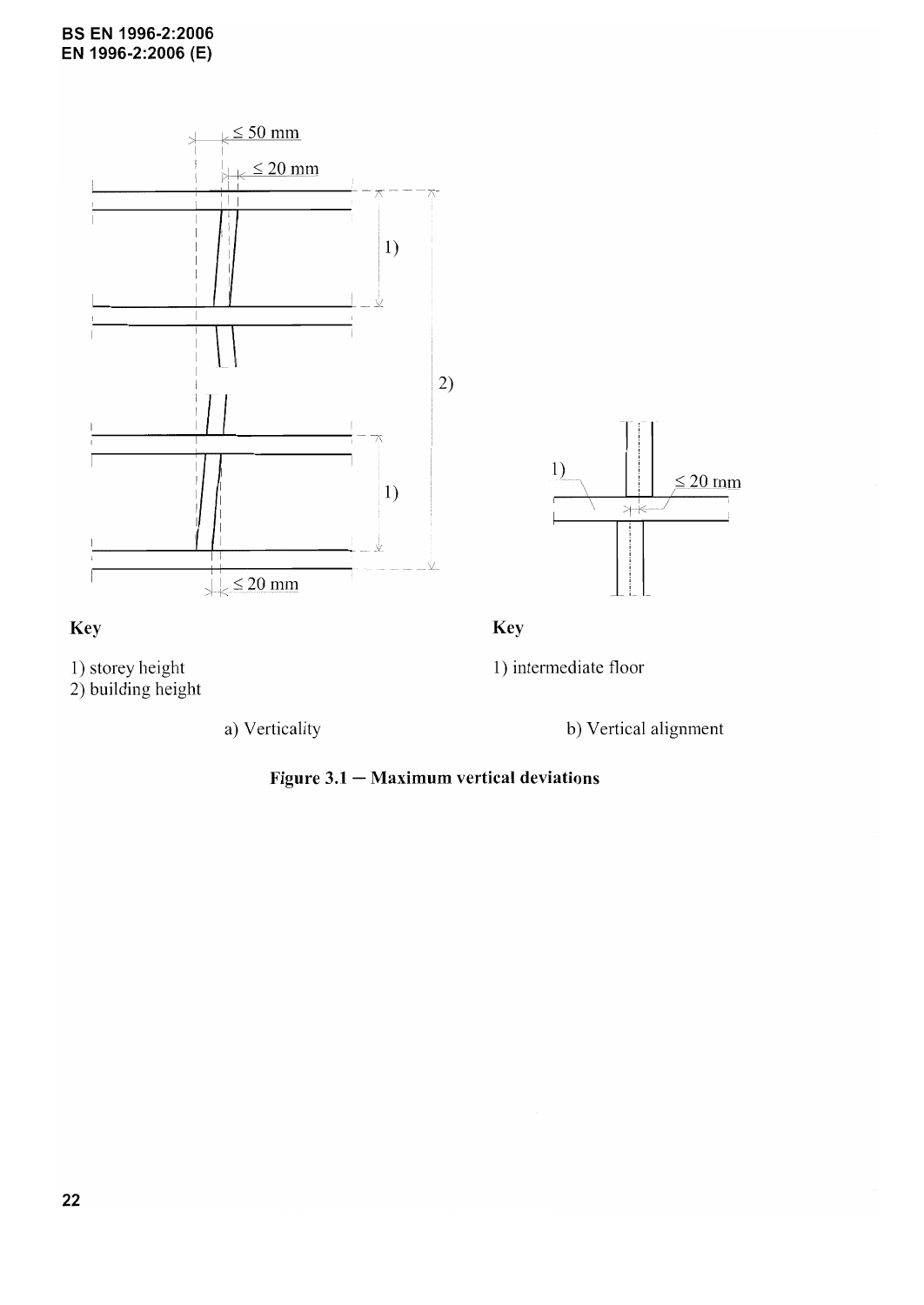≤ 50 mm

≤ 20 mm

≤ 20 mm

**Key**

1) storey height
2) building height

a) Verticality

≤ 20 mm

**Key**

1) intermediate floor

b) Vertical alignment

**Figure 3.1 — Maximum vertical deviations**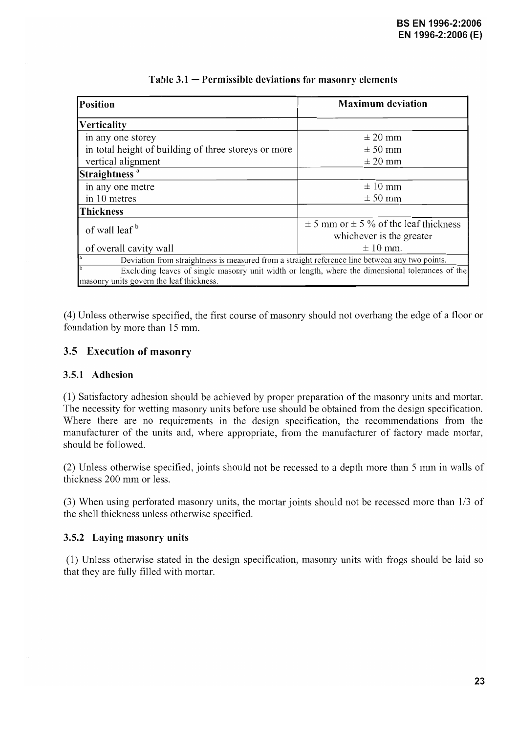**Table 3.1 — Permissible deviations for masonry elements**

| Position | Maximum deviation |
|---|---|
| **Verticality** | |
| in any one storey | ± 20 mm |
| in total height of building of three storeys or more | ± 50 mm |
| vertical alignment | ± 20 mm |
| **Straightness** [a] | |
| in any one metre | ± 10 mm |
| in 10 metres | ± 50 mm |
| **Thickness** | |
| of wall leaf [b] | ± 5 mm or ± 5 % of the leaf thickness whichever is the greater |
| of overall cavity wall | ± 10 mm. |

[a] Deviation from straightness is measured from a straight reference line between any two points.

[b] Excluding leaves of single masonry unit width or length, where the dimensional tolerances of the masonry units govern the leaf thickness.

(4) Unless otherwise specified, the first course of masonry should not overhang the edge of a floor or foundation by more than 15 mm.

## 3.5 Execution of masonry

### 3.5.1 Adhesion

(1) Satisfactory adhesion should be achieved by proper preparation of the masonry units and mortar. The necessity for wetting masonry units before use should be obtained from the design specification. Where there are no requirements in the design specification, the recommendations from the manufacturer of the units and, where appropriate, from the manufacturer of factory made mortar, should be followed.

(2) Unless otherwise specified, joints should not be recessed to a depth more than 5 mm in walls of thickness 200 mm or less.

(3) When using perforated masonry units, the mortar joints should not be recessed more than 1/3 of the shell thickness unless otherwise specified.

### 3.5.2 Laying masonry units

(1) Unless otherwise stated in the design specification, masonry units with frogs should be laid so that they are fully filled with mortar.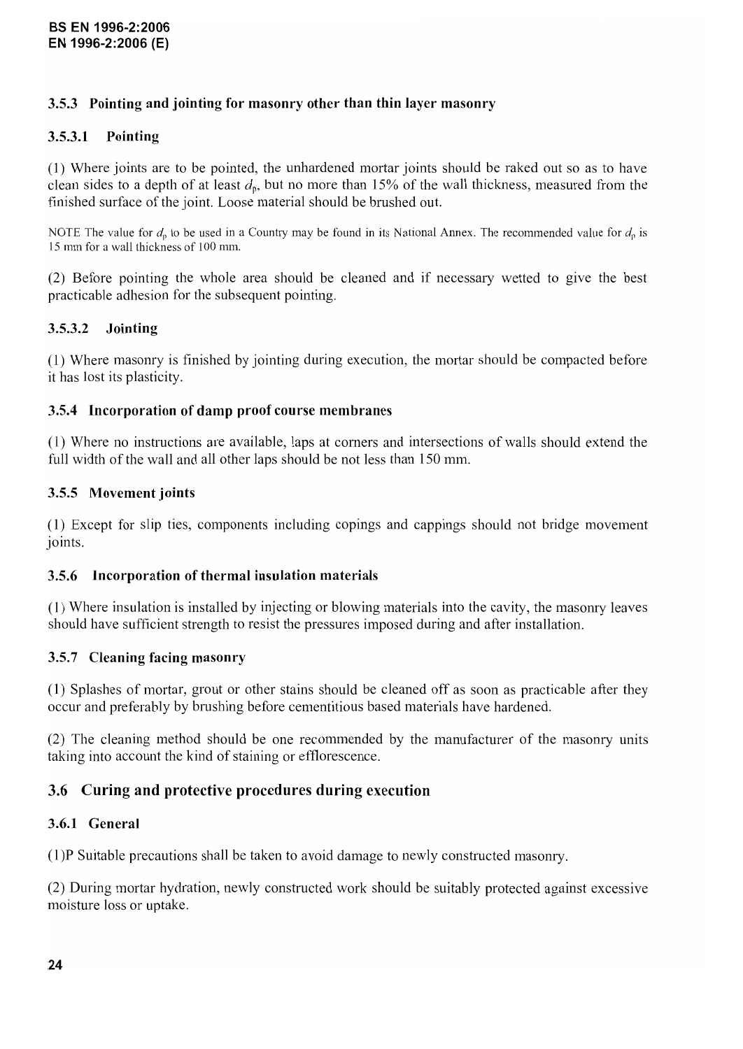### 3.5.3 Pointing and jointing for masonry other than thin layer masonry

#### 3.5.3.1 Pointing

(1) Where joints are to be pointed, the unhardened mortar joints should be raked out so as to have clean sides to a depth of at least $d_p$, but no more than 15% of the wall thickness, measured from the finished surface of the joint. Loose material should be brushed out.

NOTE The value for $d_p$ to be used in a Country may be found in its National Annex. The recommended value for $d_p$ is 15 mm for a wall thickness of 100 mm.

(2) Before pointing the whole area should be cleaned and if necessary wetted to give the best practicable adhesion for the subsequent pointing.

#### 3.5.3.2 Jointing

(1) Where masonry is finished by jointing during execution, the mortar should be compacted before it has lost its plasticity.

### 3.5.4 Incorporation of damp proof course membranes

(1) Where no instructions are available, laps at corners and intersections of walls should extend the full width of the wall and all other laps should be not less than 150 mm.

### 3.5.5 Movement joints

(1) Except for slip ties, components including copings and cappings should not bridge movement joints.

### 3.5.6 Incorporation of thermal insulation materials

(1) Where insulation is installed by injecting or blowing materials into the cavity, the masonry leaves should have sufficient strength to resist the pressures imposed during and after installation.

### 3.5.7 Cleaning facing masonry

(1) Splashes of mortar, grout or other stains should be cleaned off as soon as practicable after they occur and preferably by brushing before cementitious based materials have hardened.

(2) The cleaning method should be one recommended by the manufacturer of the masonry units taking into account the kind of staining or efflorescence.

## 3.6 Curing and protective procedures during execution

### 3.6.1 General

(1)P Suitable precautions shall be taken to avoid damage to newly constructed masonry.

(2) During mortar hydration, newly constructed work should be suitably protected against excessive moisture loss or uptake.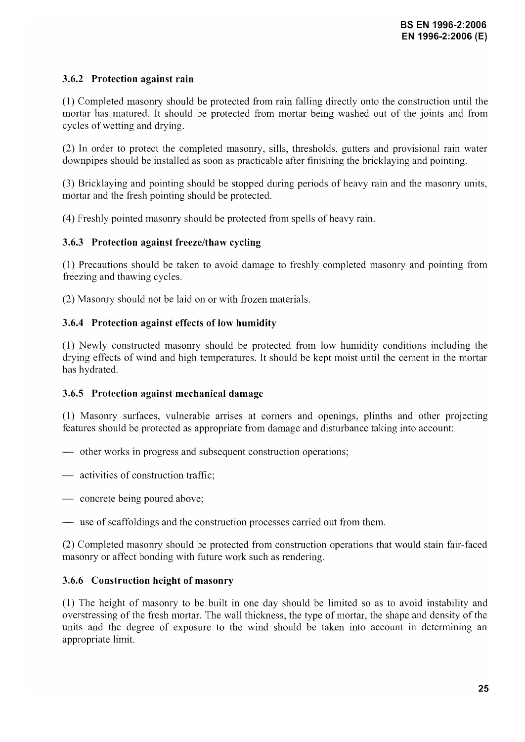### 3.6.2 Protection against rain

(1) Completed masonry should be protected from rain falling directly onto the construction until the mortar has matured. It should be protected from mortar being washed out of the joints and from cycles of wetting and drying.

(2) In order to protect the completed masonry, sills, thresholds, gutters and provisional rain water downpipes should be installed as soon as practicable after finishing the bricklaying and pointing.

(3) Bricklaying and pointing should be stopped during periods of heavy rain and the masonry units, mortar and the fresh pointing should be protected.

(4) Freshly pointed masonry should be protected from spells of heavy rain.

### 3.6.3 Protection against freeze/thaw cycling

(1) Precautions should be taken to avoid damage to freshly completed masonry and pointing from freezing and thawing cycles.

(2) Masonry should not be laid on or with frozen materials.

### 3.6.4 Protection against effects of low humidity

(1) Newly constructed masonry should be protected from low humidity conditions including the drying effects of wind and high temperatures. It should be kept moist until the cement in the mortar has hydrated.

### 3.6.5 Protection against mechanical damage

(1) Masonry surfaces, vulnerable arrises at corners and openings, plinths and other projecting features should be protected as appropriate from damage and disturbance taking into account:

- other works in progress and subsequent construction operations;
- activities of construction traffic;
- concrete being poured above;
- use of scaffoldings and the construction processes carried out from them.

(2) Completed masonry should be protected from construction operations that would stain fair-faced masonry or affect bonding with future work such as rendering.

### 3.6.6 Construction height of masonry

(1) The height of masonry to be built in one day should be limited so as to avoid instability and overstressing of the fresh mortar. The wall thickness, the type of mortar, the shape and density of the units and the degree of exposure to the wind should be taken into account in determining an appropriate limit.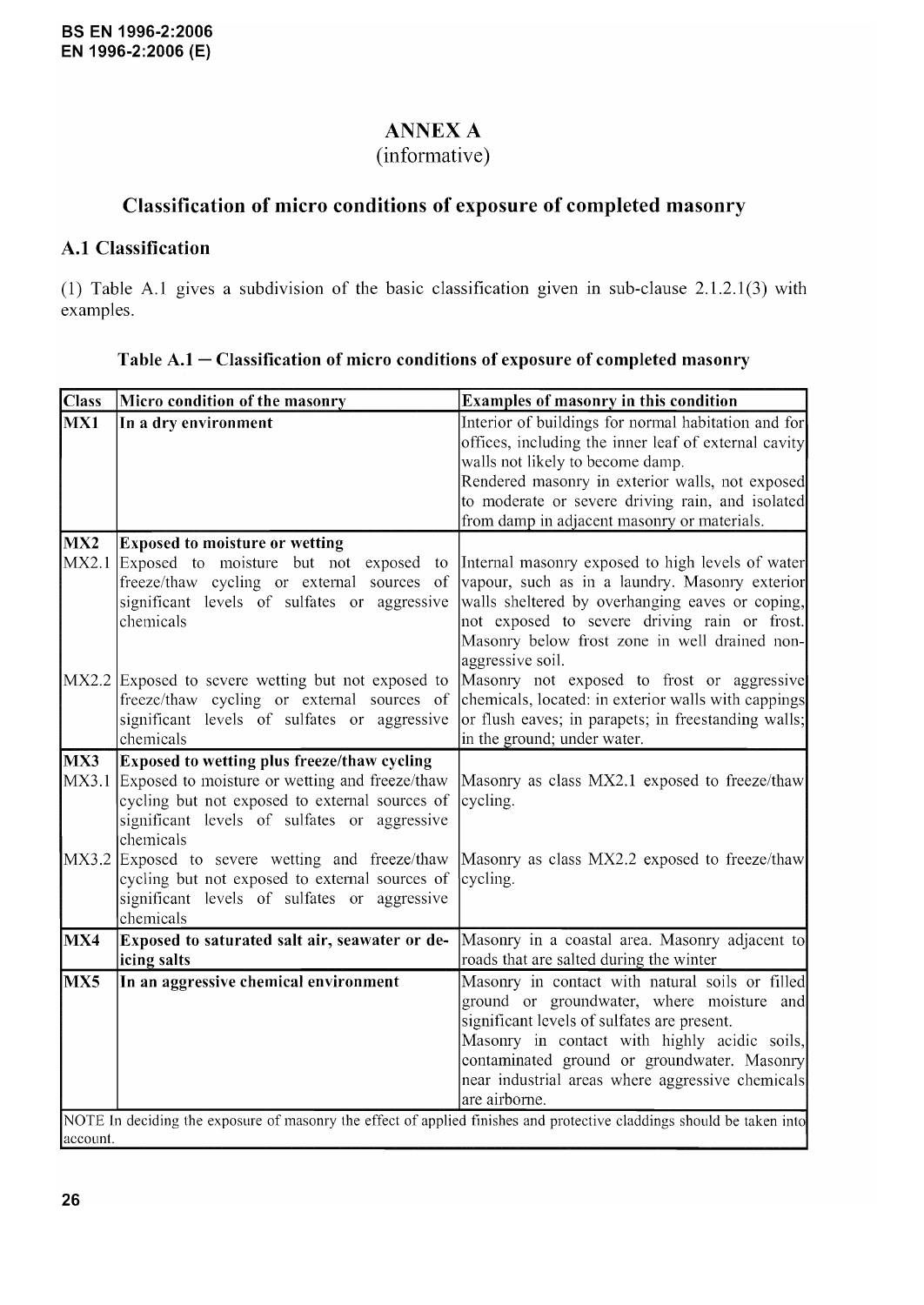# ANNEX A
(informative)

## Classification of micro conditions of exposure of completed masonry

### A.1 Classification

(1) Table A.1 gives a subdivision of the basic classification given in sub-clause 2.1.2.1(3) with examples.

**Table A.1 — Classification of micro conditions of exposure of completed masonry**

| Class | Micro condition of the masonry | Examples of masonry in this condition |
|---|---|---|
| **MX1** | **In a dry environment** | Interior of buildings for normal habitation and for offices, including the inner leaf of external cavity walls not likely to become damp. Rendered masonry in exterior walls, not exposed to moderate or severe driving rain, and isolated from damp in adjacent masonry or materials. |
| **MX2** | **Exposed to moisture or wetting** | |
| MX2.1 | Exposed to moisture but not exposed to freeze/thaw cycling or external sources of significant levels of sulfates or aggressive chemicals | Internal masonry exposed to high levels of water vapour, such as in a laundry. Masonry exterior walls sheltered by overhanging eaves or coping, not exposed to severe driving rain or frost. Masonry below frost zone in well drained non-aggressive soil. |
| MX2.2 | Exposed to severe wetting but not exposed to freeze/thaw cycling or external sources of significant levels of sulfates or aggressive chemicals | Masonry not exposed to frost or aggressive chemicals, located: in exterior walls with cappings or flush eaves; in parapets; in freestanding walls; in the ground; under water. |
| **MX3** | **Exposed to wetting plus freeze/thaw cycling** | |
| MX3.1 | Exposed to moisture or wetting and freeze/thaw cycling but not exposed to external sources of significant levels of sulfates or aggressive chemicals | Masonry as class MX2.1 exposed to freeze/thaw cycling. |
| MX3.2 | Exposed to severe wetting and freeze/thaw cycling but not exposed to external sources of significant levels of sulfates or aggressive chemicals | Masonry as class MX2.2 exposed to freeze/thaw cycling. |
| **MX4** | **Exposed to saturated salt air, seawater or de-icing salts** | Masonry in a coastal area. Masonry adjacent to roads that are salted during the winter |
| **MX5** | **In an aggressive chemical environment** | Masonry in contact with natural soils or filled ground or groundwater, where moisture and significant levels of sulfates are present. Masonry in contact with highly acidic soils, contaminated ground or groundwater. Masonry near industrial areas where aggressive chemicals are airborne. |

NOTE In deciding the exposure of masonry the effect of applied finishes and protective claddings should be taken into account.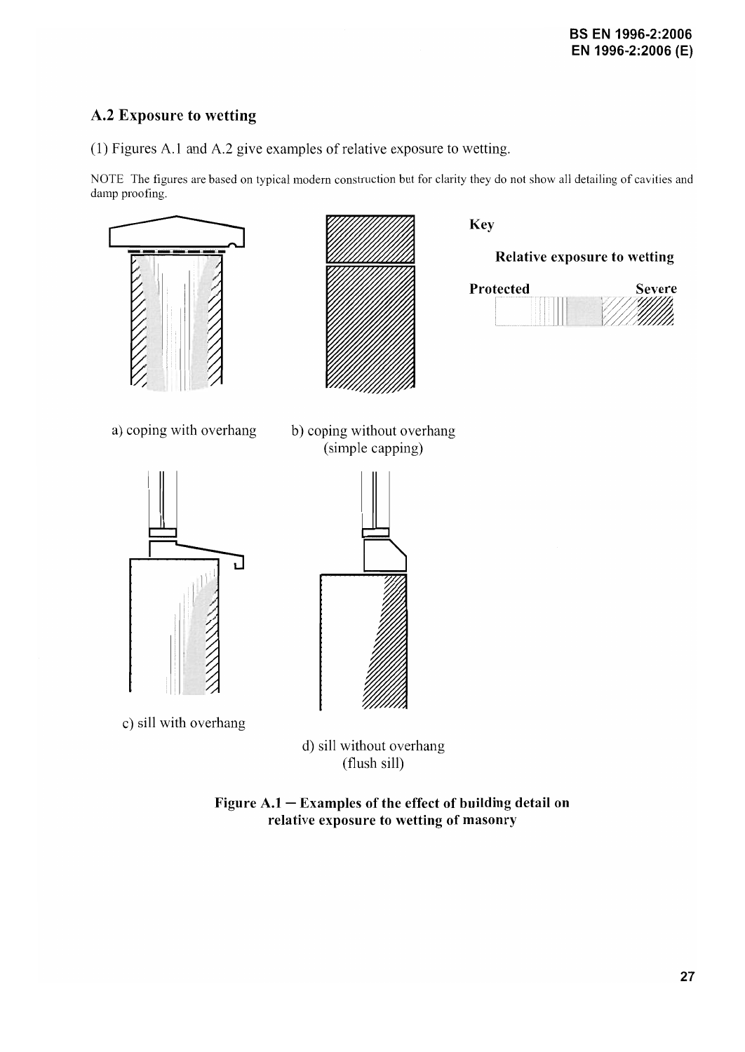## A.2 Exposure to wetting

(1) Figures A.1 and A.2 give examples of relative exposure to wetting.

NOTE The figures are based on typical modern construction but for clarity they do not show all detailing of cavities and damp proofing.

Key

**Relative exposure to wetting**

**Protected** **Severe**

a) coping with overhang

b) coping without overhang (simple capping)

c) sill with overhang

d) sill without overhang (flush sill)

**Figure A.1 — Examples of the effect of building detail on relative exposure to wetting of masonry**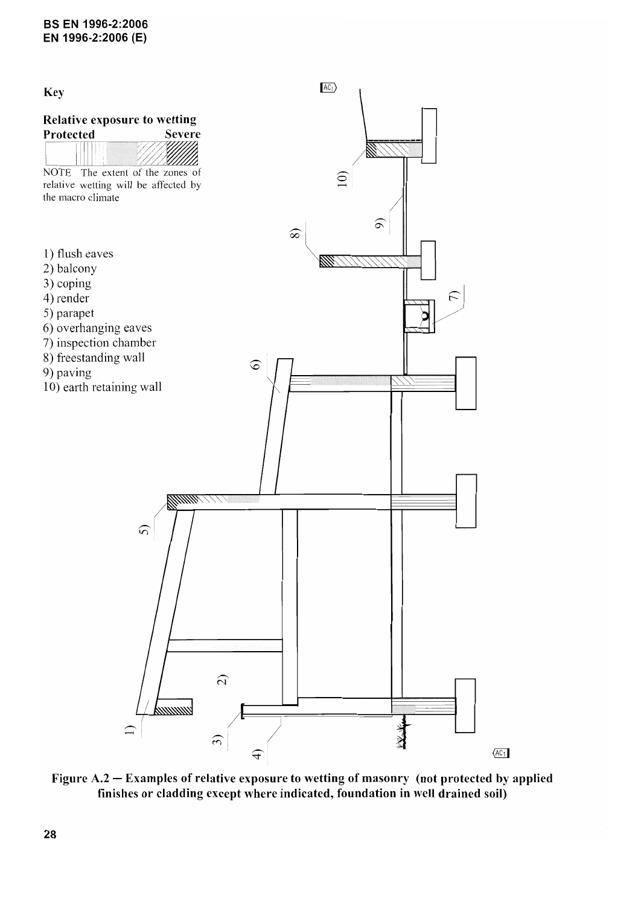**Key**

**Relative exposure to wetting**
**Protected** — **Severe**

NOTE The extent of the zones of relative wetting will be affected by the macro climate

1) flush eaves
2) balcony
3) coping
4) render
5) parapet
6) overhanging eaves
7) inspection chamber
8) freestanding wall
9) paving
10) earth retaining wall

**Figure A.2 — Examples of relative exposure to wetting of masonry (not protected by applied finishes or cladding except where indicated, foundation in well drained soil)**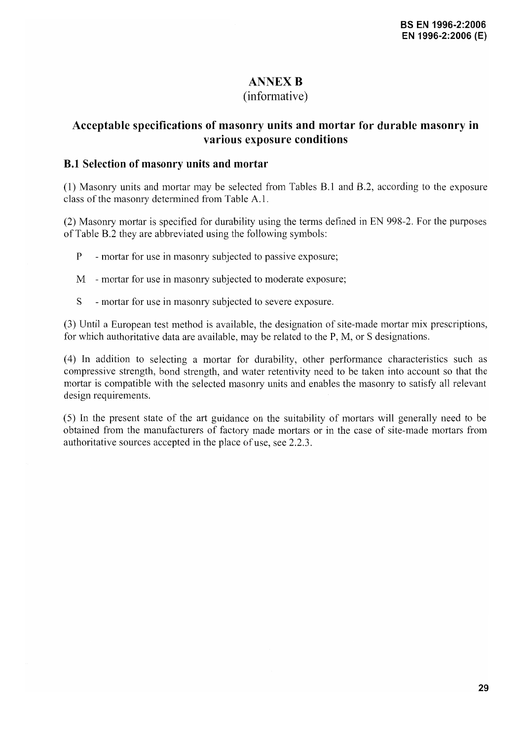# ANNEX B
(informative)

## Acceptable specifications of masonry units and mortar for durable masonry in various exposure conditions

### B.1 Selection of masonry units and mortar

(1) Masonry units and mortar may be selected from Tables B.1 and B.2, according to the exposure class of the masonry determined from Table A.1.

(2) Masonry mortar is specified for durability using the terms defined in EN 998-2. For the purposes of Table B.2 they are abbreviated using the following symbols:

P - mortar for use in masonry subjected to passive exposure;

M - mortar for use in masonry subjected to moderate exposure;

S - mortar for use in masonry subjected to severe exposure.

(3) Until a European test method is available, the designation of site-made mortar mix prescriptions, for which authoritative data are available, may be related to the P, M, or S designations.

(4) In addition to selecting a mortar for durability, other performance characteristics such as compressive strength, bond strength, and water retentivity need to be taken into account so that the mortar is compatible with the selected masonry units and enables the masonry to satisfy all relevant design requirements.

(5) In the present state of the art guidance on the suitability of mortars will generally need to be obtained from the manufacturers of factory made mortars or in the case of site-made mortars from authoritative sources accepted in the place of use, see 2.2.3.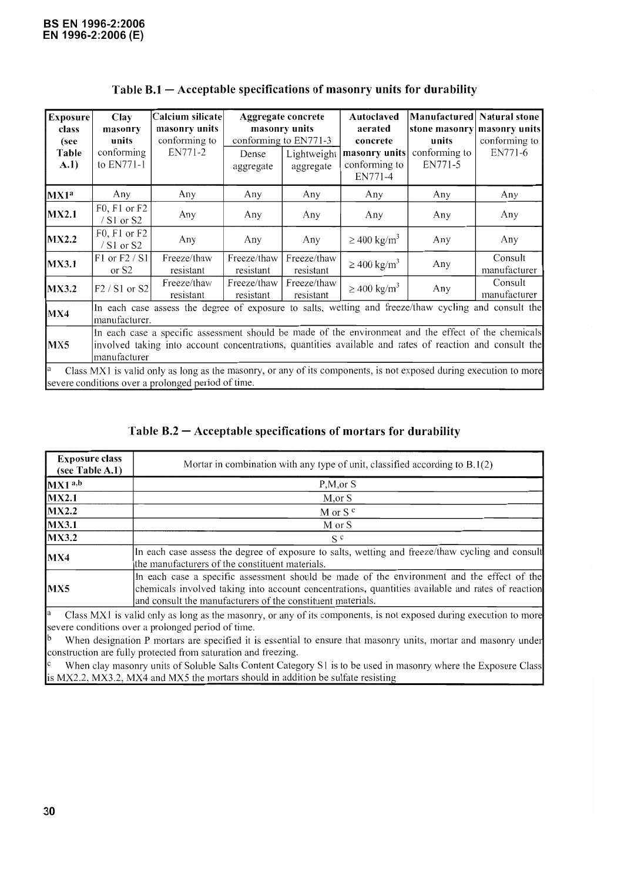**Table B.1 — Acceptable specifications of masonry units for durability**

| Exposure class (see Table A.1) | Clay masonry units conforming to EN771-1 | Calcium silicate masonry units conforming to EN771-2 | Aggregate concrete masonry units conforming to EN771-3 | | Autoclaved aerated concrete masonry units conforming to EN771-4 | Manufactured stone masonry units conforming to EN771-5 | Natural stone masonry units conforming to EN771-6 |
|---|---|---|---|---|---|---|---|
| | | | Dense aggregate | Lightweight aggregate | | | |
| MX1[a] | Any | Any | Any | Any | Any | Any | Any |
| MX2.1 | F0, F1 or F2 / S1 or S2 | Any | Any | Any | Any | Any | Any |
| MX2.2 | F0, F1 or F2 / S1 or S2 | Any | Any | Any | ≥ 400 kg/m³ | Any | Any |
| MX3.1 | F1 or F2 / S1 or S2 | Freeze/thaw resistant | Freeze/thaw resistant | Freeze/thaw resistant | ≥ 400 kg/m³ | Any | Consult manufacturer |
| MX3.2 | F2 / S1 or S2 | Freeze/thaw resistant | Freeze/thaw resistant | Freeze/thaw resistant | ≥ 400 kg/m³ | Any | Consult manufacturer |
| MX4 | In each case assess the degree of exposure to salts, wetting and freeze/thaw cycling and consult the manufacturer. | | | | | | |
| MX5 | In each case a specific assessment should be made of the environment and the effect of the chemicals involved taking into account concentrations, quantities available and rates of reaction and consult the manufacturer | | | | | | |

[a] Class MX1 is valid only as long as the masonry, or any of its components, is not exposed during execution to more severe conditions over a prolonged period of time.

**Table B.2 — Acceptable specifications of mortars for durability**

| Exposure class (see Table A.1) | Mortar in combination with any type of unit, classified according to B.1(2) |
|---|---|
| MX1 [a,b] | P,M,or S |
| MX2.1 | M,or S |
| MX2.2 | M or S [c] |
| MX3.1 | M or S |
| MX3.2 | S [c] |
| MX4 | In each case assess the degree of exposure to salts, wetting and freeze/thaw cycling and consult the manufacturers of the constituent materials. |
| MX5 | In each case a specific assessment should be made of the environment and the effect of the chemicals involved taking into account concentrations, quantities available and rates of reaction and consult the manufacturers of the constituent materials. |

[a] Class MX1 is valid only as long as the masonry, or any of its components, is not exposed during execution to more severe conditions over a prolonged period of time.

[b] When designation P mortars are specified it is essential to ensure that masonry units, mortar and masonry under construction are fully protected from saturation and freezing.

[c] When clay masonry units of Soluble Salts Content Category S1 is to be used in masonry where the Exposure Class is MX2.2, MX3.2, MX4 and MX5 the mortars should in addition be sulfate resisting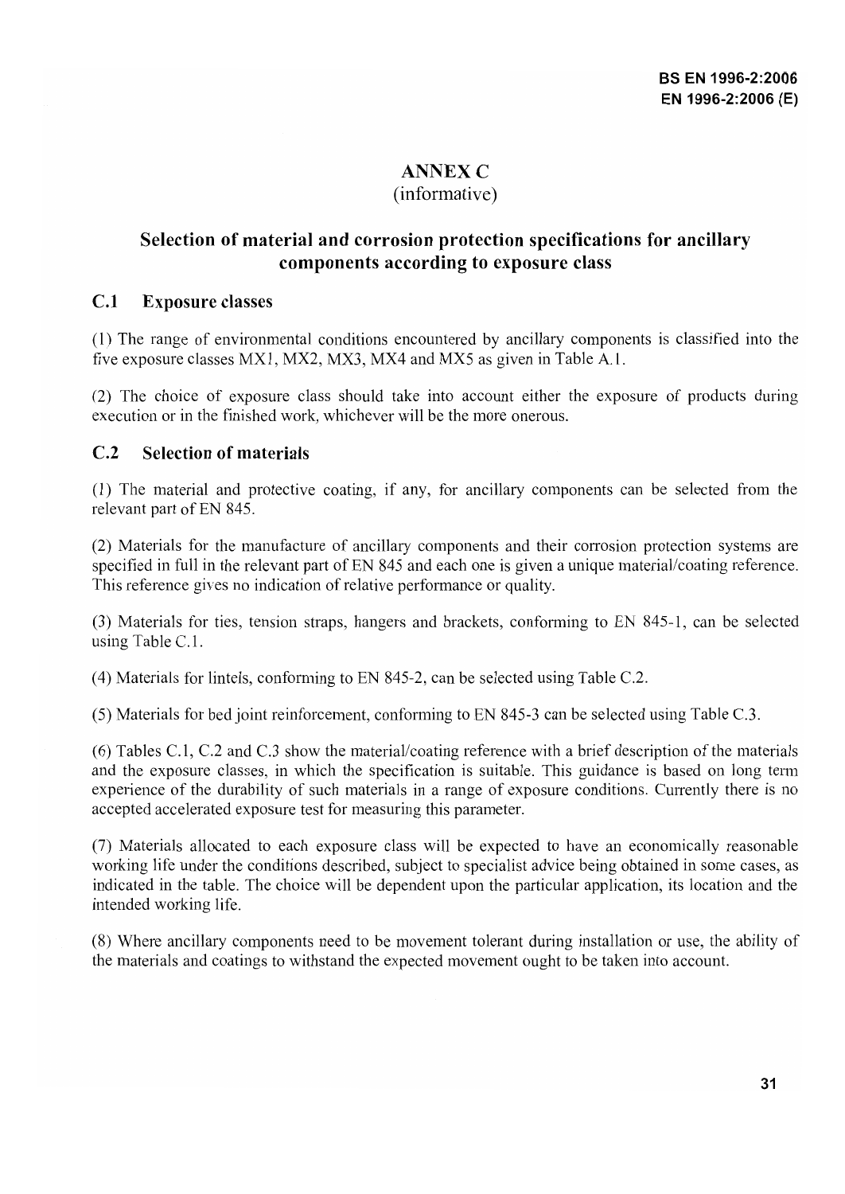# ANNEX C
(informative)

## Selection of material and corrosion protection specifications for ancillary components according to exposure class

### C.1 Exposure classes

(1) The range of environmental conditions encountered by ancillary components is classified into the five exposure classes MX1, MX2, MX3, MX4 and MX5 as given in Table A.1.

(2) The choice of exposure class should take into account either the exposure of products during execution or in the finished work, whichever will be the more onerous.

### C.2 Selection of materials

(1) The material and protective coating, if any, for ancillary components can be selected from the relevant part of EN 845.

(2) Materials for the manufacture of ancillary components and their corrosion protection systems are specified in full in the relevant part of EN 845 and each one is given a unique material/coating reference. This reference gives no indication of relative performance or quality.

(3) Materials for ties, tension straps, hangers and brackets, conforming to EN 845-1, can be selected using Table C.1.

(4) Materials for lintels, conforming to EN 845-2, can be selected using Table C.2.

(5) Materials for bed joint reinforcement, conforming to EN 845-3 can be selected using Table C.3.

(6) Tables C.1, C.2 and C.3 show the material/coating reference with a brief description of the materials and the exposure classes, in which the specification is suitable. This guidance is based on long term experience of the durability of such materials in a range of exposure conditions. Currently there is no accepted accelerated exposure test for measuring this parameter.

(7) Materials allocated to each exposure class will be expected to have an economically reasonable working life under the conditions described, subject to specialist advice being obtained in some cases, as indicated in the table. The choice will be dependent upon the particular application, its location and the intended working life.

(8) Where ancillary components need to be movement tolerant during installation or use, the ability of the materials and coatings to withstand the expected movement ought to be taken into account.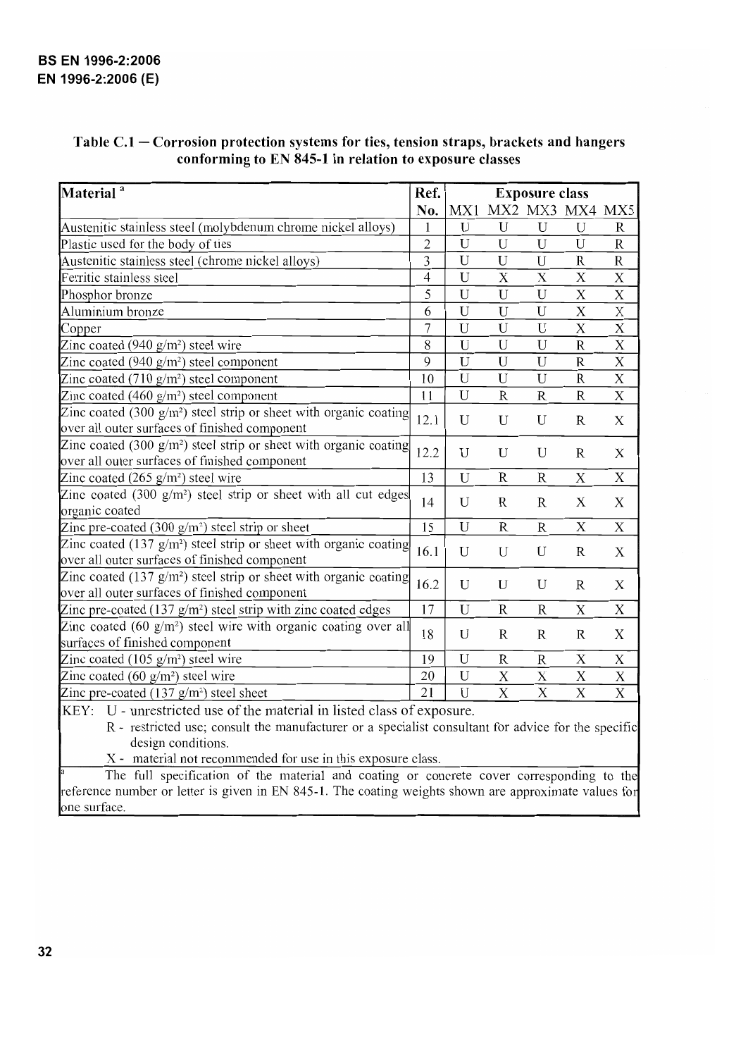**Table C.1 — Corrosion protection systems for ties, tension straps, brackets and hangers conforming to EN 845-1 in relation to exposure classes**

| Material [a] | Ref. No. | Exposure class | | | | |
|---|---|---|---|---|---|---|
| | | MX1 | MX2 | MX3 | MX4 | MX5 |
| Austenitic stainless steel (molybdenum chrome nickel alloys) | 1 | U | U | U | U | R |
| Plastic used for the body of ties | 2 | U | U | U | U | R |
| Austenitic stainless steel (chrome nickel alloys) | 3 | U | U | U | R | R |
| Ferritic stainless steel | 4 | U | X | X | X | X |
| Phosphor bronze | 5 | U | U | U | X | X |
| Aluminium bronze | 6 | U | U | U | X | X |
| Copper | 7 | U | U | U | X | X |
| Zinc coated (940 g/m²) steel wire | 8 | U | U | U | R | X |
| Zinc coated (940 g/m²) steel component | 9 | U | U | U | R | X |
| Zinc coated (710 g/m²) steel component | 10 | U | U | U | R | X |
| Zinc coated (460 g/m²) steel component | 11 | U | R | R | R | X |
| Zinc coated (300 g/m²) steel strip or sheet with organic coating over all outer surfaces of finished component | 12.1 | U | U | U | R | X |
| Zinc coated (300 g/m²) steel strip or sheet with organic coating over all outer surfaces of finished component | 12.2 | U | U | U | R | X |
| Zinc coated (265 g/m²) steel wire | 13 | U | R | R | X | X |
| Zinc coated (300 g/m²) steel strip or sheet with all cut edges organic coated | 14 | U | R | R | X | X |
| Zinc pre-coated (300 g/m²) steel strip or sheet | 15 | U | R | R | X | X |
| Zinc coated (137 g/m²) steel strip or sheet with organic coating over all outer surfaces of finished component | 16.1 | U | U | U | R | X |
| Zinc coated (137 g/m²) steel strip or sheet with organic coating over all outer surfaces of finished component | 16.2 | U | U | U | R | X |
| Zinc pre-coated (137 g/m²) steel strip with zinc coated edges | 17 | U | R | R | X | X |
| Zinc coated (60 g/m²) steel wire with organic coating over all surfaces of finished component | 18 | U | R | R | R | X |
| Zinc coated (105 g/m²) steel wire | 19 | U | R | R | X | X |
| Zinc coated (60 g/m²) steel wire | 20 | U | X | X | X | X |
| Zinc pre-coated (137 g/m²) steel sheet | 21 | U | X | X | X | X |

KEY: U - unrestricted use of the material in listed class of exposure.

R - restricted use; consult the manufacturer or a specialist consultant for advice for the specific design conditions.

X - material not recommended for use in this exposure class.

[a] The full specification of the material and coating or concrete cover corresponding to the reference number or letter is given in EN 845-1. The coating weights shown are approximate values for one surface.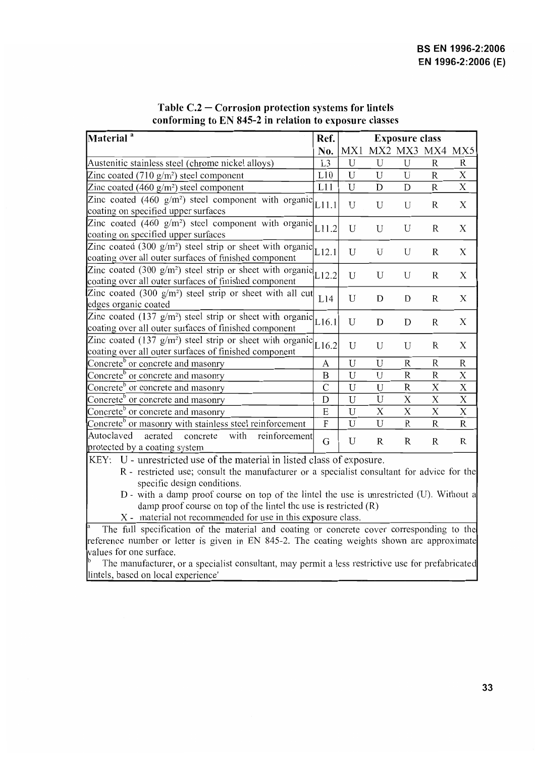**Table C.2 — Corrosion protection systems for lintels conforming to EN 845-2 in relation to exposure classes**

| Material [a] | Ref. No. | Exposure class | | | | |
|---|---|---|---|---|---|---|
| | | MX1 | MX2 | MX3 | MX4 | MX5 |
| Austenitic stainless steel (chrome nickel alloys) | L3 | U | U | U | R | R |
| Zinc coated (710 g/m²) steel component | L10 | U | U | U | R | X |
| Zinc coated (460 g/m²) steel component | L11 | U | D | D | R | X |
| Zinc coated (460 g/m²) steel component with organic coating on specified upper surfaces | L11.1 | U | U | U | R | X |
| Zinc coated (460 g/m²) steel component with organic coating on specified upper surfaces | L11.2 | U | U | U | R | X |
| Zinc coated (300 g/m²) steel strip or sheet with organic coating over all outer surfaces of finished component | L12.1 | U | U | U | R | X |
| Zinc coated (300 g/m²) steel strip or sheet with organic coating over all outer surfaces of finished component | L12.2 | U | U | U | R | X |
| Zinc coated (300 g/m²) steel strip or sheet with all cut edges organic coated | L14 | U | D | D | R | X |
| Zinc coated (137 g/m²) steel strip or sheet with organic coating over all outer surfaces of finished component | L16.1 | U | D | D | R | X |
| Zinc coated (137 g/m²) steel strip or sheet with organic coating over all outer surfaces of finished component | L16.2 | U | U | U | R | X |
| Concrete[b] or concrete and masonry | A | U | U | R | R | R |
| Concrete[b] or concrete and masonry | B | U | U | R | R | X |
| Concrete[b] or concrete and masonry | C | U | U | R | X | X |
| Concrete[b] or concrete and masonry | D | U | U | X | X | X |
| Concrete[b] or concrete and masonry | E | U | X | X | X | X |
| Concrete[b] or masonry with stainless steel reinforcement | F | U | U | R | R | R |
| Autoclaved aerated concrete with reinforcement protected by a coating system | G | U | R | R | R | R |

KEY:
- U - unrestricted use of the material in listed class of exposure.
- R - restricted use; consult the manufacturer or a specialist consultant for advice for the specific design conditions.
- D - with a damp proof course on top of the lintel the use is unrestricted (U). Without a damp proof course on top of the lintel the use is restricted (R)
- X - material not recommended for use in this exposure class.

[a] The full specification of the material and coating or concrete cover corresponding to the reference number or letter is given in EN 845-2. The coating weights shown are approximate values for one surface.

[b] The manufacturer, or a specialist consultant, may permit a less restrictive use for prefabricated lintels, based on local experience'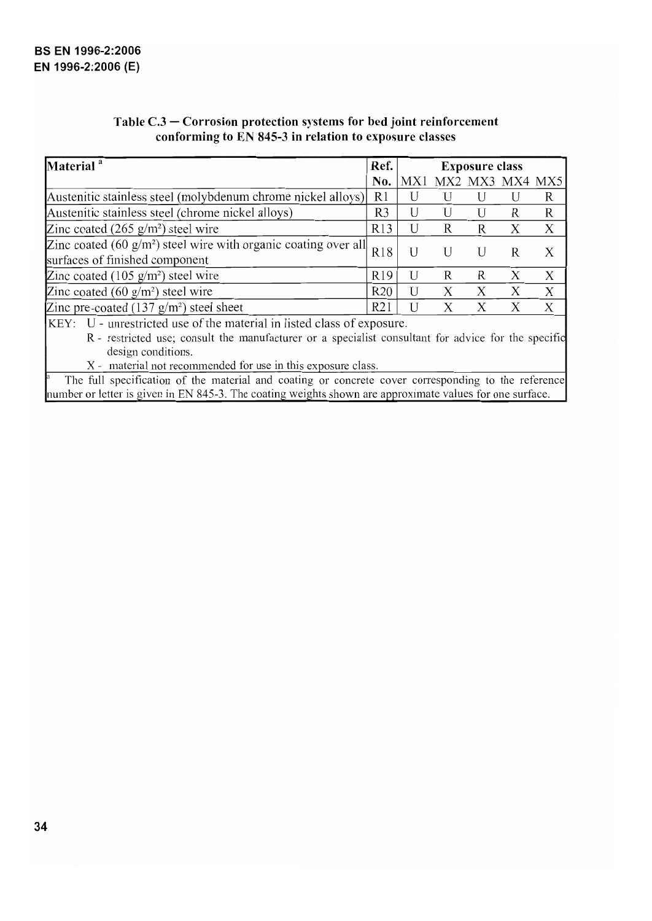**Table C.3 — Corrosion protection systems for bed joint reinforcement conforming to EN 845-3 in relation to exposure classes**

| Material [a] | Ref. No. | Exposure class | | | | |
|---|---|---|---|---|---|---|
| | | MX1 | MX2 | MX3 | MX4 | MX5 |
| Austenitic stainless steel (molybdenum chrome nickel alloys) | R1 | U | U | U | U | R |
| Austenitic stainless steel (chrome nickel alloys) | R3 | U | U | U | R | R |
| Zinc coated (265 $g/m^2$) steel wire | R13 | U | R | R | X | X |
| Zinc coated (60 $g/m^2$) steel wire with organic coating over all surfaces of finished component | R18 | U | U | U | R | X |
| Zinc coated (105 $g/m^2$) steel wire | R19 | U | R | R | X | X |
| Zinc coated (60 $g/m^2$) steel wire | R20 | U | X | X | X | X |
| Zinc pre-coated (137 $g/m^2$) steel sheet | R21 | U | X | X | X | X |

KEY: U - unrestricted use of the material in listed class of exposure.

R - restricted use; consult the manufacturer or a specialist consultant for advice for the specific design conditions.

X - material not recommended for use in this exposure class.

[a] The full specification of the material and coating or concrete cover corresponding to the reference number or letter is given in EN 845-3. The coating weights shown are approximate values for one surface.